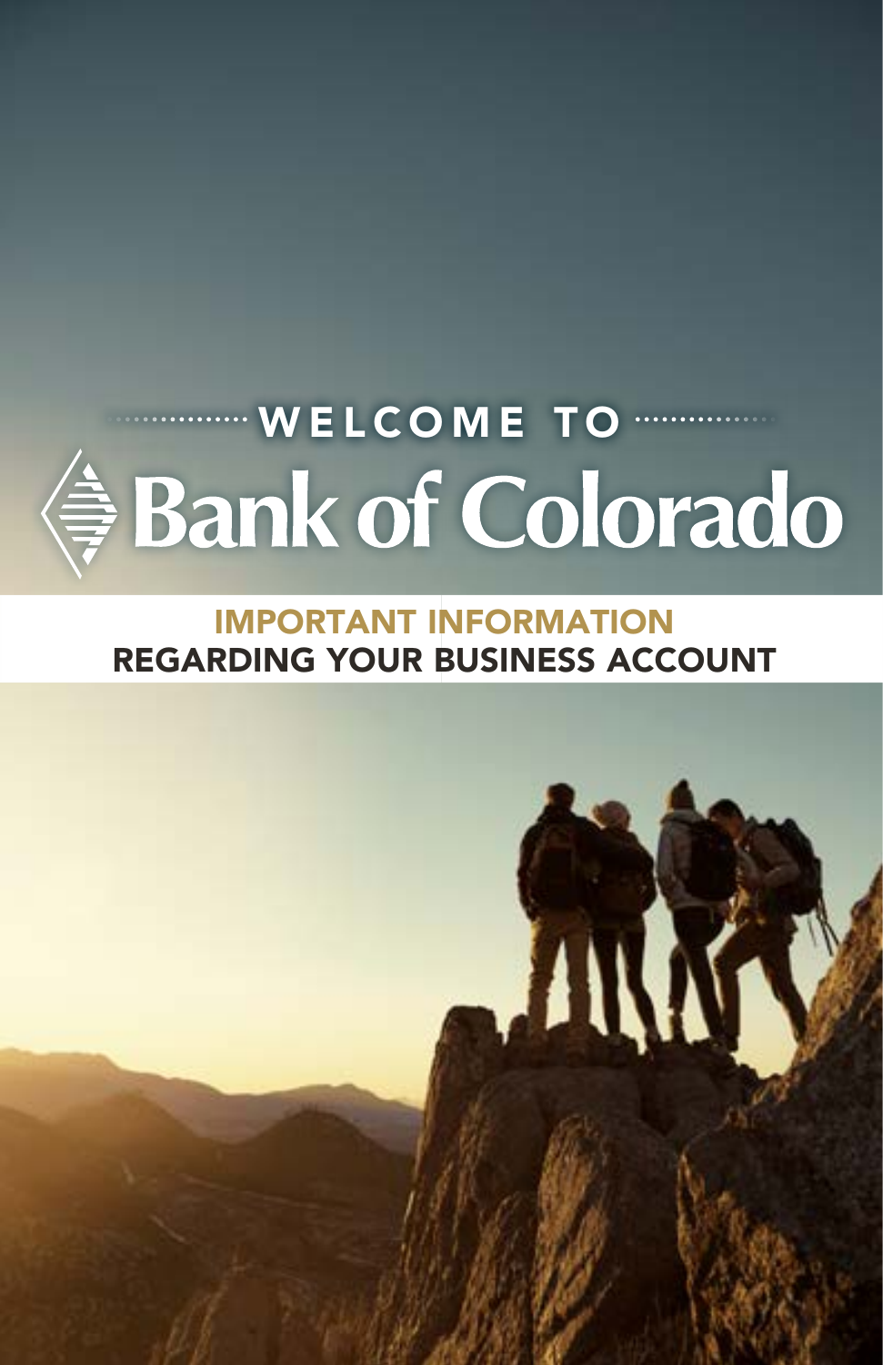WELCOME TO

# Bank of Colorado

## IMPORTANT INFORMATION REGARDING YOUR BUSINESS ACCOUNT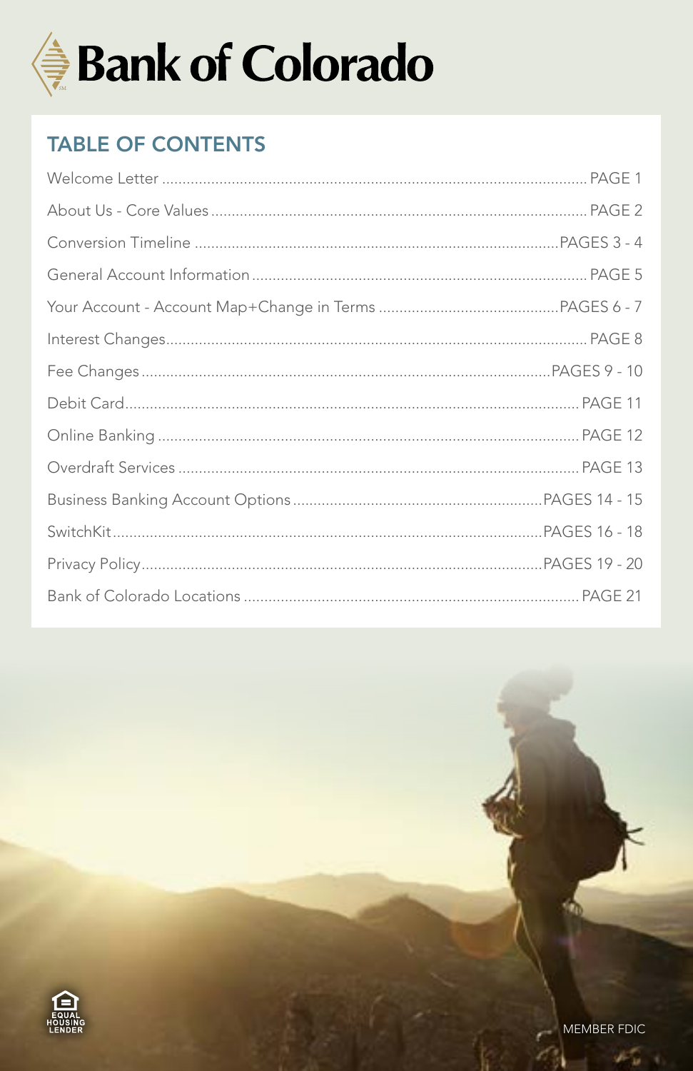# Bank of Colorado

## TABLE OF CONTENTS

| | |
|---|---|
| Welcome Letter | PAGE 1 |
| About Us - Core Values | PAGE 2 |
| Conversion Timeline | PAGES 3 - 4 |
| General Account Information | PAGE 5 |
| Your Account - Account Map+Change in Terms | PAGES 6 - 7 |
| Interest Changes | PAGE 8 |
| Fee Changes | PAGES 9 - 10 |
| Debit Card | PAGE 11 |
| Online Banking | PAGE 12 |
| Overdraft Services | PAGE 13 |
| Business Banking Account Options | PAGES 14 - 15 |
| SwitchKit | PAGES 16 - 18 |
| Privacy Policy | PAGES 19 - 20 |
| Bank of Colorado Locations | PAGE 21 |

EQUAL HOUSING LENDER

MEMBER FDIC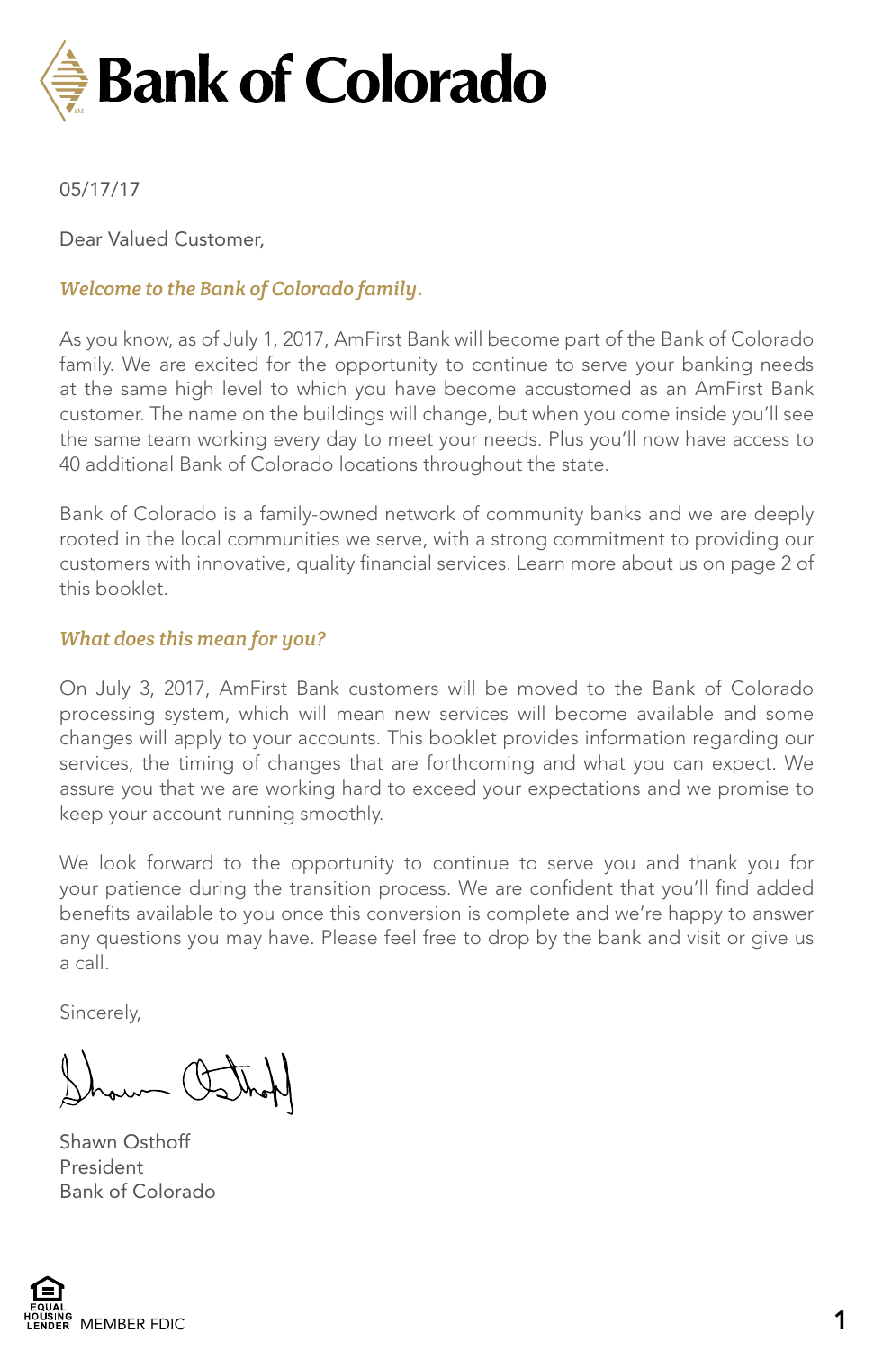# Bank of Colorado

05/17/17

Dear Valued Customer,

***Welcome to the Bank of Colorado family.***

As you know, as of July 1, 2017, AmFirst Bank will become part of the Bank of Colorado family. We are excited for the opportunity to continue to serve your banking needs at the same high level to which you have become accustomed as an AmFirst Bank customer. The name on the buildings will change, but when you come inside you'll see the same team working every day to meet your needs. Plus you'll now have access to 40 additional Bank of Colorado locations throughout the state.

Bank of Colorado is a family-owned network of community banks and we are deeply rooted in the local communities we serve, with a strong commitment to providing our customers with innovative, quality financial services. Learn more about us on page 2 of this booklet.

***What does this mean for you?***

On July 3, 2017, AmFirst Bank customers will be moved to the Bank of Colorado processing system, which will mean new services will become available and some changes will apply to your accounts. This booklet provides information regarding our services, the timing of changes that are forthcoming and what you can expect. We assure you that we are working hard to exceed your expectations and we promise to keep your account running smoothly.

We look forward to the opportunity to continue to serve you and thank you for your patience during the transition process. We are confident that you'll find added benefits available to you once this conversion is complete and we're happy to answer any questions you may have. Please feel free to drop by the bank and visit or give us a call.

Sincerely,

Shawn Osthoff
President
Bank of Colorado

EQUAL HOUSING LENDER MEMBER FDIC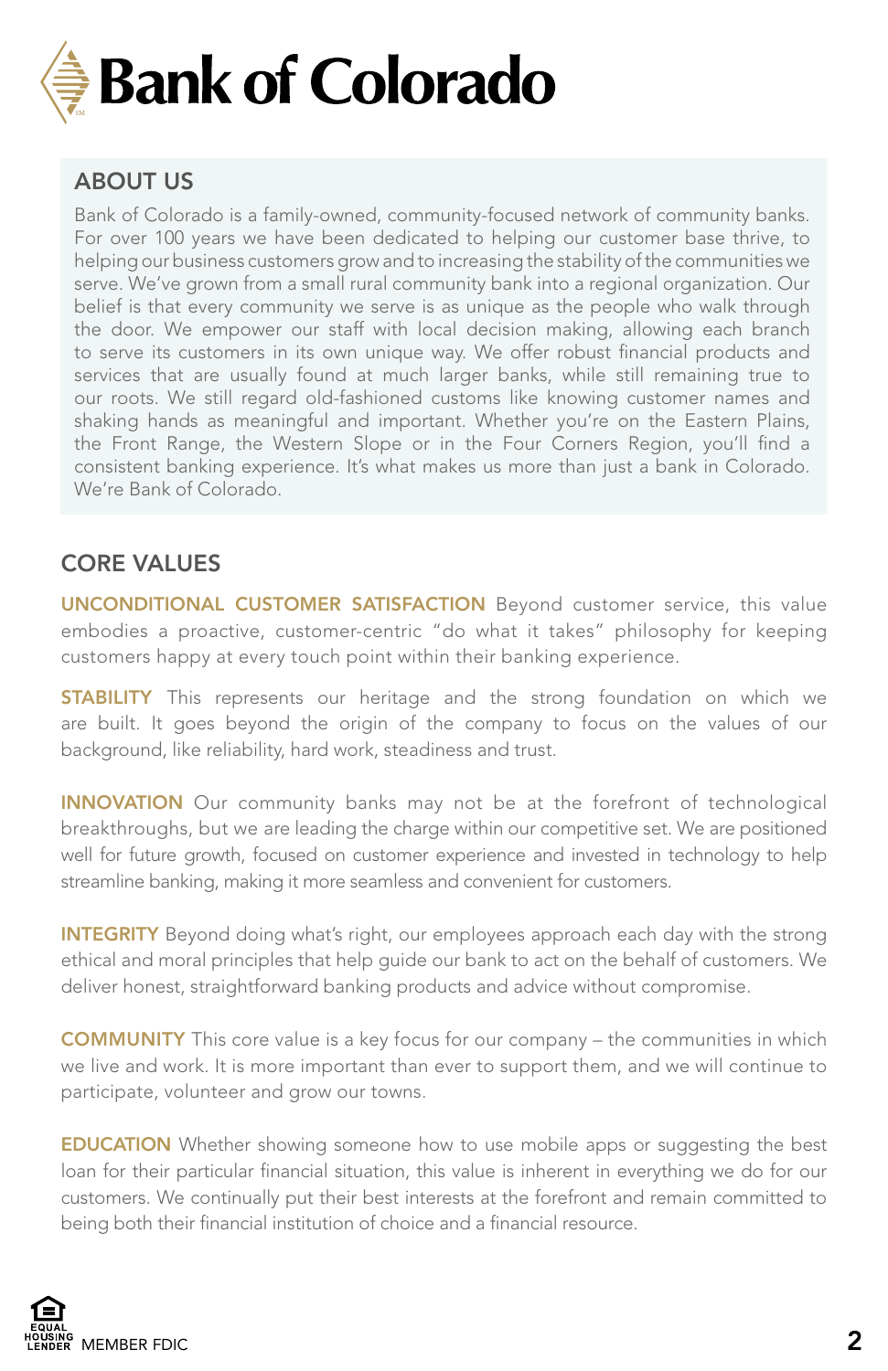# Bank of Colorado

## ABOUT US

Bank of Colorado is a family-owned, community-focused network of community banks. For over 100 years we have been dedicated to helping our customer base thrive, to helping our business customers grow and to increasing the stability of the communities we serve. We've grown from a small rural community bank into a regional organization. Our belief is that every community we serve is as unique as the people who walk through the door. We empower our staff with local decision making, allowing each branch to serve its customers in its own unique way. We offer robust financial products and services that are usually found at much larger banks, while still remaining true to our roots. We still regard old-fashioned customs like knowing customer names and shaking hands as meaningful and important. Whether you're on the Eastern Plains, the Front Range, the Western Slope or in the Four Corners Region, you'll find a consistent banking experience. It's what makes us more than just a bank in Colorado. We're Bank of Colorado.

## CORE VALUES

**UNCONDITIONAL CUSTOMER SATISFACTION** Beyond customer service, this value embodies a proactive, customer-centric "do what it takes" philosophy for keeping customers happy at every touch point within their banking experience.

**STABILITY** This represents our heritage and the strong foundation on which we are built. It goes beyond the origin of the company to focus on the values of our background, like reliability, hard work, steadiness and trust.

**INNOVATION** Our community banks may not be at the forefront of technological breakthroughs, but we are leading the charge within our competitive set. We are positioned well for future growth, focused on customer experience and invested in technology to help streamline banking, making it more seamless and convenient for customers.

**INTEGRITY** Beyond doing what's right, our employees approach each day with the strong ethical and moral principles that help guide our bank to act on the behalf of customers. We deliver honest, straightforward banking products and advice without compromise.

**COMMUNITY** This core value is a key focus for our company – the communities in which we live and work. It is more important than ever to support them, and we will continue to participate, volunteer and grow our towns.

**EDUCATION** Whether showing someone how to use mobile apps or suggesting the best loan for their particular financial situation, this value is inherent in everything we do for our customers. We continually put their best interests at the forefront and remain committed to being both their financial institution of choice and a financial resource.

EQUAL HOUSING LENDER MEMBER FDIC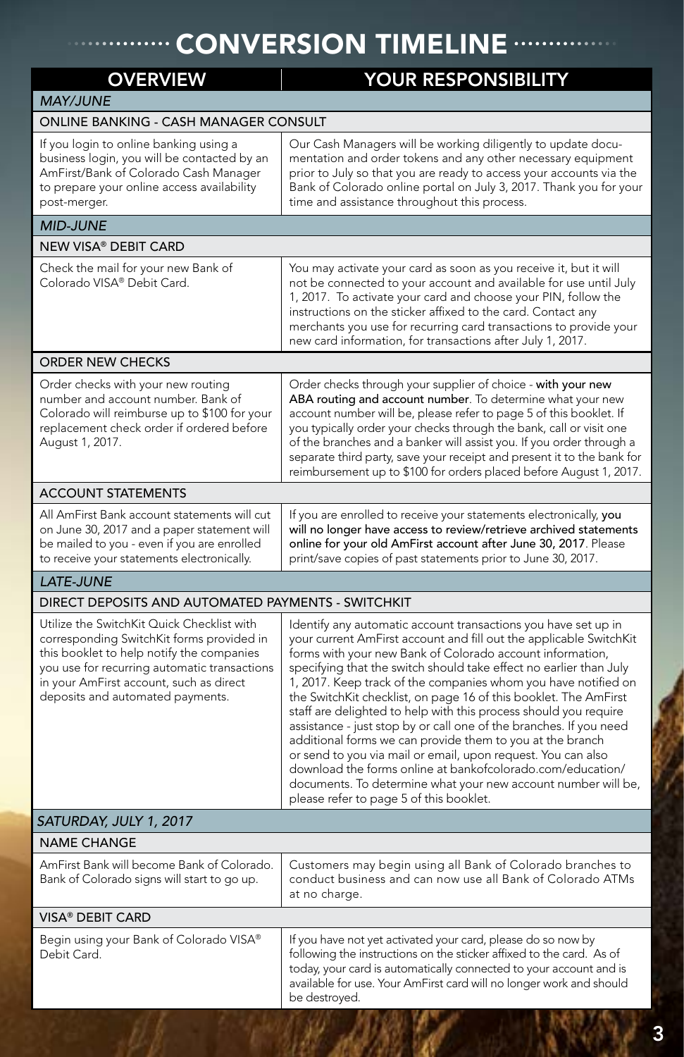# CONVERSION TIMELINE

| OVERVIEW | YOUR RESPONSIBILITY |
|---|---|
| ***MAY/JUNE*** | |
| ONLINE BANKING - CASH MANAGER CONSULT | |
| If you login to online banking using a business login, you will be contacted by an AmFirst/Bank of Colorado Cash Manager to prepare your online access availability post-merger. | Our Cash Managers will be working diligently to update documentation and order tokens and any other necessary equipment prior to July so that you are ready to access your accounts via the Bank of Colorado online portal on July 3, 2017. Thank you for your time and assistance throughout this process. |
| ***MID-JUNE*** | |
| NEW VISA® DEBIT CARD | |
| Check the mail for your new Bank of Colorado VISA® Debit Card. | You may activate your card as soon as you receive it, but it will not be connected to your account and available for use until July 1, 2017. To activate your card and choose your PIN, follow the instructions on the sticker affixed to the card. Contact any merchants you use for recurring card transactions to provide your new card information, for transactions after July 1, 2017. |
| ORDER NEW CHECKS | |
| Order checks with your new routing number and account number. Bank of Colorado will reimburse up to $100 for your replacement check order if ordered before August 1, 2017. | Order checks through your supplier of choice - **with your new ABA routing and account number**. To determine what your new account number will be, please refer to page 5 of this booklet. If you typically order your checks through the bank, call or visit one of the branches and a banker will assist you. If you order through a separate third party, save your receipt and present it to the bank for reimbursement up to $100 for orders placed before August 1, 2017. |
| ACCOUNT STATEMENTS | |
| All AmFirst Bank account statements will cut on June 30, 2017 and a paper statement will be mailed to you - even if you are enrolled to receive your statements electronically. | If you are enrolled to receive your statements electronically, **you will no longer have access to review/retrieve archived statements online for your old AmFirst account after June 30, 2017**. Please print/save copies of past statements prior to June 30, 2017. |
| ***LATE-JUNE*** | |
| DIRECT DEPOSITS AND AUTOMATED PAYMENTS - SWITCHKIT | |
| Utilize the SwitchKit Quick Checklist with corresponding SwitchKit forms provided in this booklet to help notify the companies you use for recurring automatic transactions in your AmFirst account, such as direct deposits and automated payments. | Identify any automatic account transactions you have set up in your current AmFirst account and fill out the applicable SwitchKit forms with your new Bank of Colorado account information, specifying that the switch should take effect no earlier than July 1, 2017. Keep track of the companies whom you have notified on the SwitchKit checklist, on page 16 of this booklet. The AmFirst staff are delighted to help with this process should you require assistance - just stop by or call one of the branches. If you need additional forms we can provide them to you at the branch or send to you via mail or email, upon request. You can also download the forms online at bankofcolorado.com/education/documents. To determine what your new account number will be, please refer to page 5 of this booklet. |
| ***SATURDAY, JULY 1, 2017*** | |
| NAME CHANGE | |
| AmFirst Bank will become Bank of Colorado. Bank of Colorado signs will start to go up. | Customers may begin using all Bank of Colorado branches to conduct business and can now use all Bank of Colorado ATMs at no charge. |
| VISA® DEBIT CARD | |
| Begin using your Bank of Colorado VISA® Debit Card. | If you have not yet activated your card, please do so now by following the instructions on the sticker affixed to the card. As of today, your card is automatically connected to your account and is available for use. Your AmFirst card will no longer work and should be destroyed. |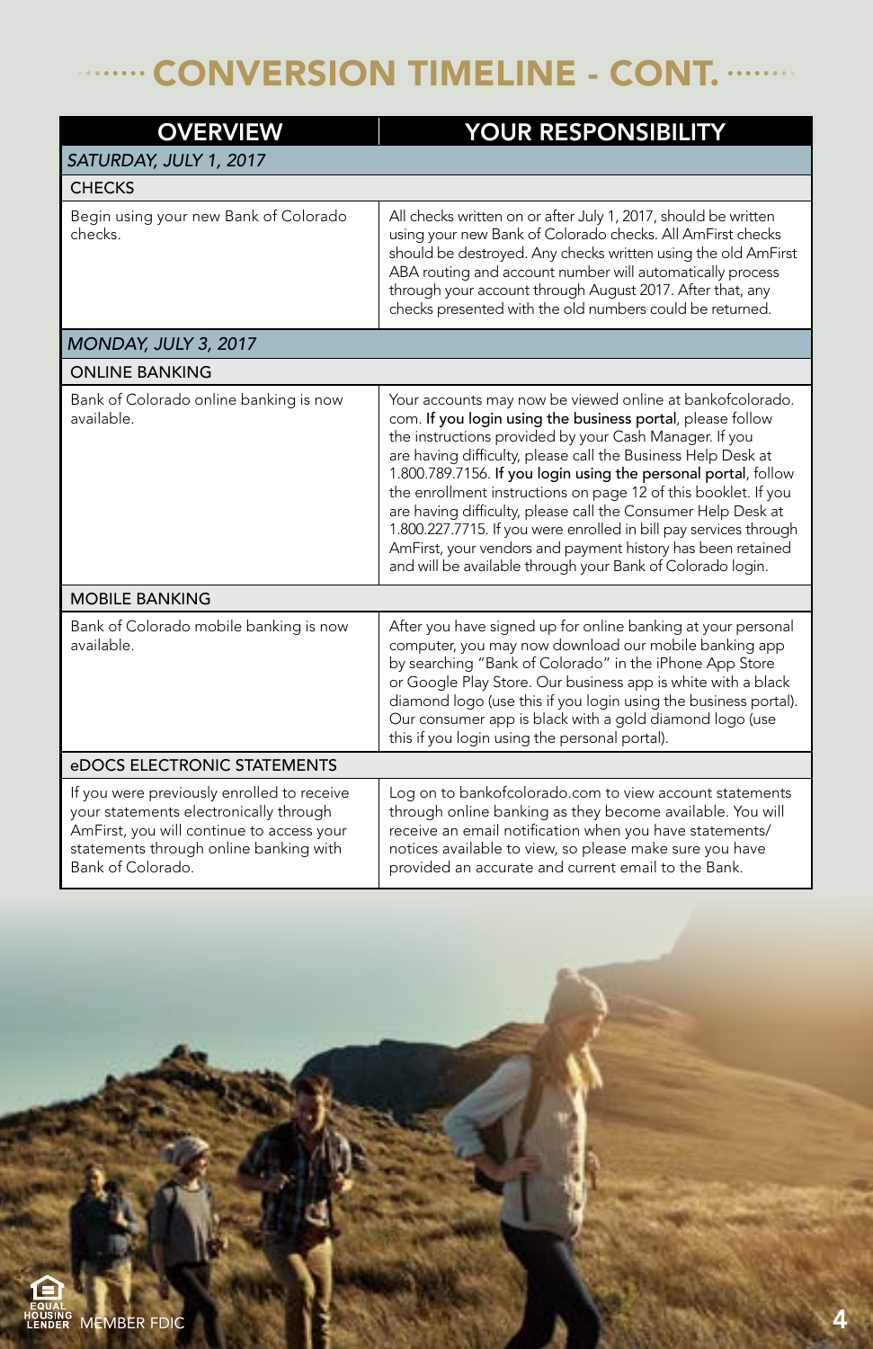# CONVERSION TIMELINE - CONT.

| OVERVIEW | YOUR RESPONSIBILITY |
|---|---|
| ***SATURDAY, JULY 1, 2017*** | |
| CHECKS | |
| Begin using your new Bank of Colorado checks. | All checks written on or after July 1, 2017, should be written using your new Bank of Colorado checks. All AmFirst checks should be destroyed. Any checks written using the old AmFirst ABA routing and account number will automatically process through your account through August 2017. After that, any checks presented with the old numbers could be returned. |
| ***MONDAY, JULY 3, 2017*** | |
| ONLINE BANKING | |
| Bank of Colorado online banking is now available. | Your accounts may now be viewed online at bankofcolorado.com. **If you login using the business portal**, please follow the instructions provided by your Cash Manager. If you are having difficulty, please call the Business Help Desk at 1.800.789.7156. **If you login using the personal portal**, follow the enrollment instructions on page 12 of this booklet. If you are having difficulty, please call the Consumer Help Desk at 1.800.227.7715. If you were enrolled in bill pay services through AmFirst, your vendors and payment history has been retained and will be available through your Bank of Colorado login. |
| MOBILE BANKING | |
| Bank of Colorado mobile banking is now available. | After you have signed up for online banking at your personal computer, you may now download our mobile banking app by searching "Bank of Colorado" in the iPhone App Store or Google Play Store. Our business app is white with a black diamond logo (use this if you login using the business portal). Our consumer app is black with a gold diamond logo (use this if you login using the personal portal). |
| eDOCS ELECTRONIC STATEMENTS | |
| If you were previously enrolled to receive your statements electronically through AmFirst, you will continue to access your statements through online banking with Bank of Colorado. | Log on to bankofcolorado.com to view account statements through online banking as they become available. You will receive an email notification when you have statements/notices available to view, so please make sure you have provided an accurate and current email to the Bank. |

EQUAL HOUSING LENDER MEMBER FDIC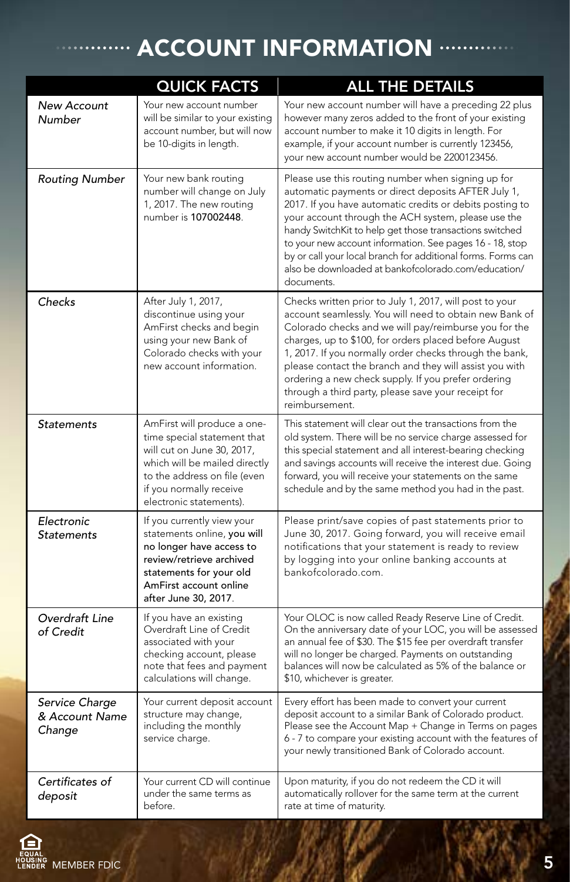# ACCOUNT INFORMATION

| | QUICK FACTS | ALL THE DETAILS |
|---|---|---|
| *New Account Number* | Your new account number will be similar to your existing account number, but will now be 10-digits in length. | Your new account number will have a preceding 22 plus however many zeros added to the front of your existing account number to make it 10 digits in length. For example, if your account number is currently 123456, your new account number would be 2200123456. |
| *Routing Number* | Your new bank routing number will change on July 1, 2017. The new routing number is **107002448**. | Please use this routing number when signing up for automatic payments or direct deposits AFTER July 1, 2017. If you have automatic credits or debits posting to your account through the ACH system, please use the handy SwitchKit to help get those transactions switched to your new account information. See pages 16 - 18, stop by or call your local branch for additional forms. Forms can also be downloaded at bankofcolorado.com/education/documents. |
| *Checks* | After July 1, 2017, discontinue using your AmFirst checks and begin using your new Bank of Colorado checks with your new account information. | Checks written prior to July 1, 2017, will post to your account seamlessly. You will need to obtain new Bank of Colorado checks and we will pay/reimburse you for the charges, up to $100, for orders placed before August 1, 2017. If you normally order checks through the bank, please contact the branch and they will assist you with ordering a new check supply. If you prefer ordering through a third party, please save your receipt for reimbursement. |
| *Statements* | AmFirst will produce a one-time special statement that will cut on June 30, 2017, which will be mailed directly to the address on file (even if you normally receive electronic statements). | This statement will clear out the transactions from the old system. There will be no service charge assessed for this special statement and all interest-bearing checking and savings accounts will receive the interest due. Going forward, you will receive your statements on the same schedule and by the same method you had in the past. |
| *Electronic Statements* | If you currently view your statements online, **you will no longer have access to review/retrieve archived statements for your old AmFirst account online after June 30, 2017**. | Please print/save copies of past statements prior to June 30, 2017. Going forward, you will receive email notifications that your statement is ready to review by logging into your online banking accounts at bankofcolorado.com. |
| *Overdraft Line of Credit* | If you have an existing Overdraft Line of Credit associated with your checking account, please note that fees and payment calculations will change. | Your OLOC is now called Ready Reserve Line of Credit. On the anniversary date of your LOC, you will be assessed an annual fee of $30. The $15 fee per overdraft transfer will no longer be charged. Payments on outstanding balances will now be calculated as 5% of the balance or $10, whichever is greater. |
| *Service Charge & Account Name Change* | Your current deposit account structure may change, including the monthly service charge. | Every effort has been made to convert your current deposit account to a similar Bank of Colorado product. Please see the Account Map + Change in Terms on pages 6 - 7 to compare your existing account with the features of your newly transitioned Bank of Colorado account. |
| *Certificates of deposit* | Your current CD will continue under the same terms as before. | Upon maturity, if you do not redeem the CD it will automatically rollover for the same term at the current rate at time of maturity. |

EQUAL HOUSING LENDER MEMBER FDIC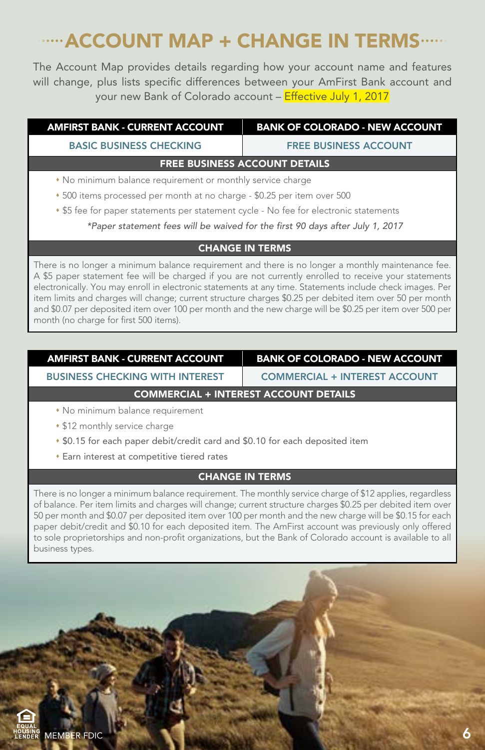# ACCOUNT MAP + CHANGE IN TERMS

The Account Map provides details regarding how your account name and features will change, plus lists specific differences between your AmFirst Bank account and your new Bank of Colorado account – Effective July 1, 2017

| AMFIRST BANK - CURRENT ACCOUNT | BANK OF COLORADO - NEW ACCOUNT |
|---|---|
| BASIC BUSINESS CHECKING | FREE BUSINESS ACCOUNT |

### FREE BUSINESS ACCOUNT DETAILS

- No minimum balance requirement or monthly service charge
- 500 items processed per month at no charge - $0.25 per item over 500
- $5 fee for paper statements per statement cycle - No fee for electronic statements

*\*Paper statement fees will be waived for the first 90 days after July 1, 2017*

### CHANGE IN TERMS

There is no longer a minimum balance requirement and there is no longer a monthly maintenance fee. A $5 paper statement fee will be charged if you are not currently enrolled to receive your statements electronically. You may enroll in electronic statements at any time. Statements include check images. Per item limits and charges will change; current structure charges $0.25 per debited item over 50 per month and $0.07 per deposited item over 100 per month and the new charge will be $0.25 per item over 500 per month (no charge for first 500 items).

| AMFIRST BANK - CURRENT ACCOUNT | BANK OF COLORADO - NEW ACCOUNT |
|---|---|
| BUSINESS CHECKING WITH INTEREST | COMMERCIAL + INTEREST ACCOUNT |

### COMMERCIAL + INTEREST ACCOUNT DETAILS

- No minimum balance requirement
- $12 monthly service charge
- $0.15 for each paper debit/credit card and $0.10 for each deposited item
- Earn interest at competitive tiered rates

### CHANGE IN TERMS

There is no longer a minimum balance requirement. The monthly service charge of $12 applies, regardless of balance. Per item limits and charges will change; current structure charges $0.25 per debited item over 50 per month and $0.07 per deposited item over 100 per month and the new charge will be $0.15 for each paper debit/credit and $0.10 for each deposited item. The AmFirst account was previously only offered to sole proprietorships and non-profit organizations, but the Bank of Colorado account is available to all business types.

EQUAL HOUSING LENDER MEMBER FDIC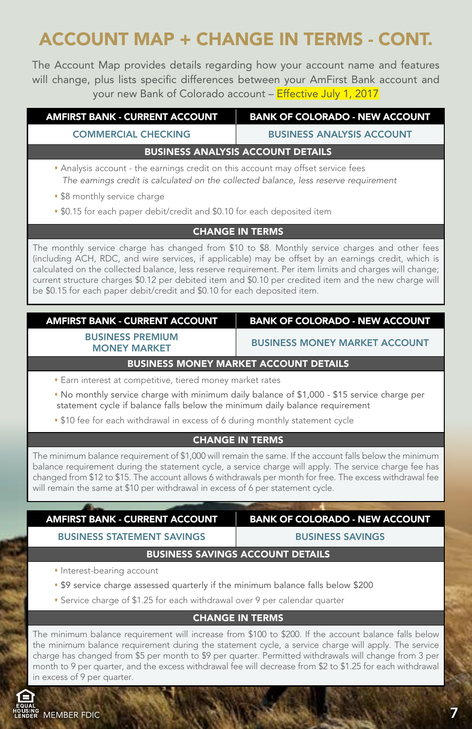# ACCOUNT MAP + CHANGE IN TERMS - CONT.

The Account Map provides details regarding how your account name and features will change, plus lists specific differences between your AmFirst Bank account and your new Bank of Colorado account – Effective July 1, 2017

| AMFIRST BANK - CURRENT ACCOUNT | BANK OF COLORADO - NEW ACCOUNT |
| --- | --- |
| COMMERCIAL CHECKING | BUSINESS ANALYSIS ACCOUNT |

**BUSINESS ANALYSIS ACCOUNT DETAILS**

- Analysis account - the earnings credit on this account may offset service fees
  *The earnings credit is calculated on the collected balance, less reserve requirement*
- $8 monthly service charge
- $0.15 for each paper debit/credit and $0.10 for each deposited item

**CHANGE IN TERMS**

The monthly service charge has changed from $10 to $8. Monthly service charges and other fees (including ACH, RDC, and wire services, if applicable) may be offset by an earnings credit, which is calculated on the collected balance, less reserve requirement. Per item limits and charges will change; current structure charges $0.12 per debited item and $0.10 per credited item and the new charge will be $0.15 for each paper debit/credit and $0.10 for each deposited item.

| AMFIRST BANK - CURRENT ACCOUNT | BANK OF COLORADO - NEW ACCOUNT |
| --- | --- |
| BUSINESS PREMIUM MONEY MARKET | BUSINESS MONEY MARKET ACCOUNT |

**BUSINESS MONEY MARKET ACCOUNT DETAILS**

- Earn interest at competitive, tiered money market rates
- No monthly service charge with minimum daily balance of $1,000 - $15 service charge per statement cycle if balance falls below the minimum daily balance requirement
- $10 fee for each withdrawal in excess of 6 during monthly statement cycle

**CHANGE IN TERMS**

The minimum balance requirement of $1,000 will remain the same. If the account falls below the minimum balance requirement during the statement cycle, a service charge will apply. The service charge fee has changed from $12 to $15. The account allows 6 withdrawals per month for free. The excess withdrawal fee will remain the same at $10 per withdrawal in excess of 6 per statement cycle.

| AMFIRST BANK - CURRENT ACCOUNT | BANK OF COLORADO - NEW ACCOUNT |
| --- | --- |
| BUSINESS STATEMENT SAVINGS | BUSINESS SAVINGS |

**BUSINESS SAVINGS ACCOUNT DETAILS**

- Interest-bearing account
- $9 service charge assessed quarterly if the minimum balance falls below $200
- Service charge of $1.25 for each withdrawal over 9 per calendar quarter

**CHANGE IN TERMS**

The minimum balance requirement will increase from $100 to $200. If the account balance falls below the minimum balance requirement during the statement cycle, a service charge will apply. The service charge has changed from $5 per month to $9 per quarter. Permitted withdrawals will change from 3 per month to 9 per quarter, and the excess withdrawal fee will decrease from $2 to $1.25 for each withdrawal in excess of 9 per quarter.

EQUAL HOUSING LENDER MEMBER FDIC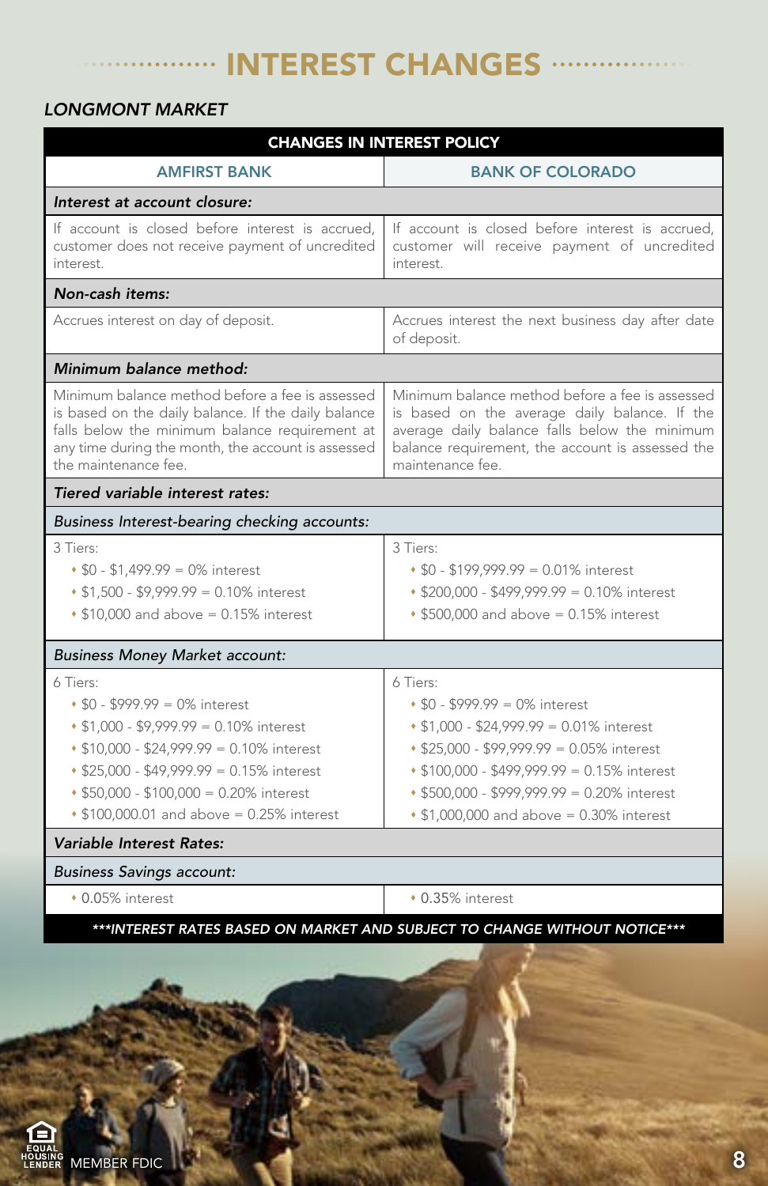# INTEREST CHANGES

*LONGMONT MARKET*

| CHANGES IN INTEREST POLICY | |
|---|---|
| AMFIRST BANK | BANK OF COLORADO |
| ***Interest at account closure:*** | |
| If account is closed before interest is accrued, customer does not receive payment of uncredited interest. | If account is closed before interest is accrued, customer will receive payment of uncredited interest. |
| ***Non-cash items:*** | |
| Accrues interest on day of deposit. | Accrues interest the next business day after date of deposit. |
| ***Minimum balance method:*** | |
| Minimum balance method before a fee is assessed is based on the daily balance. If the daily balance falls below the minimum balance requirement at any time during the month, the account is assessed the maintenance fee. | Minimum balance method before a fee is assessed is based on the average daily balance. If the average daily balance falls below the minimum balance requirement, the account is assessed the maintenance fee. |
| ***Tiered variable interest rates:*** | |
| *Business Interest-bearing checking accounts:* | |
| 3 Tiers:<br>• $0 - $1,499.99 = 0% interest<br>• $1,500 - $9,999.99 = 0.10% interest<br>• $10,000 and above = 0.15% interest | 3 Tiers:<br>• $0 - $199,999.99 = 0.01% interest<br>• $200,000 - $499,999.99 = 0.10% interest<br>• $500,000 and above = 0.15% interest |
| *Business Money Market account:* | |
| 6 Tiers:<br>• $0 - $999.99 = 0% interest<br>• $1,000 - $9,999.99 = 0.10% interest<br>• $10,000 - $24,999.99 = 0.10% interest<br>• $25,000 - $49,999.99 = 0.15% interest<br>• $50,000 - $100,000 = 0.20% interest<br>• $100,000.01 and above = 0.25% interest | 6 Tiers:<br>• $0 - $999.99 = 0% interest<br>• $1,000 - $24,999.99 = 0.01% interest<br>• $25,000 - $99,999.99 = 0.05% interest<br>• $100,000 - $499,999.99 = 0.15% interest<br>• $500,000 - $999,999.99 = 0.20% interest<br>• $1,000,000 and above = 0.30% interest |
| ***Variable Interest Rates:*** | |
| *Business Savings account:* | |
| • 0.05% interest | • 0.35% interest |
| ****INTEREST RATES BASED ON MARKET AND SUBJECT TO CHANGE WITHOUT NOTICE**** | |

EQUAL HOUSING LENDER MEMBER FDIC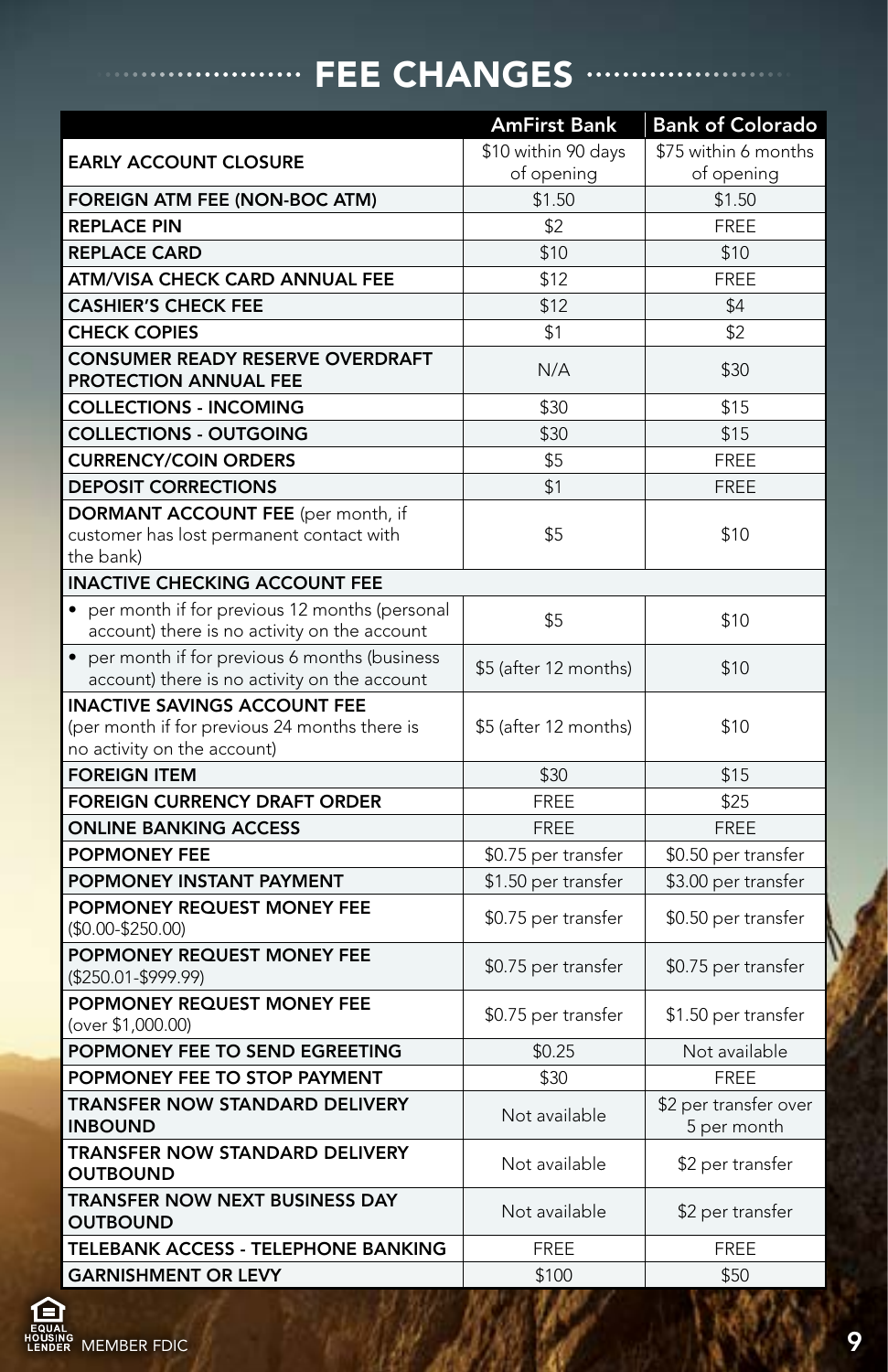# FEE CHANGES

| | AmFirst Bank | Bank of Colorado |
|---|---|---|
| **EARLY ACCOUNT CLOSURE** | $10 within 90 days of opening | $75 within 6 months of opening |
| **FOREIGN ATM FEE (NON-BOC ATM)** | $1.50 | $1.50 |
| **REPLACE PIN** | $2 | FREE |
| **REPLACE CARD** | $10 | $10 |
| **ATM/VISA CHECK CARD ANNUAL FEE** | $12 | FREE |
| **CASHIER'S CHECK FEE** | $12 | $4 |
| **CHECK COPIES** | $1 | $2 |
| **CONSUMER READY RESERVE OVERDRAFT PROTECTION ANNUAL FEE** | N/A | $30 |
| **COLLECTIONS - INCOMING** | $30 | $15 |
| **COLLECTIONS - OUTGOING** | $30 | $15 |
| **CURRENCY/COIN ORDERS** | $5 | FREE |
| **DEPOSIT CORRECTIONS** | $1 | FREE |
| **DORMANT ACCOUNT FEE** (per month, if customer has lost permanent contact with the bank) | $5 | $10 |
| **INACTIVE CHECKING ACCOUNT FEE** | | |
| • per month if for previous 12 months (personal account) there is no activity on the account | $5 | $10 |
| • per month if for previous 6 months (business account) there is no activity on the account | $5 (after 12 months) | $10 |
| **INACTIVE SAVINGS ACCOUNT FEE** (per month if for previous 24 months there is no activity on the account) | $5 (after 12 months) | $10 |
| **FOREIGN ITEM** | $30 | $15 |
| **FOREIGN CURRENCY DRAFT ORDER** | FREE | $25 |
| **ONLINE BANKING ACCESS** | FREE | FREE |
| **POPMONEY FEE** | $0.75 per transfer | $0.50 per transfer |
| **POPMONEY INSTANT PAYMENT** | $1.50 per transfer | $3.00 per transfer |
| **POPMONEY REQUEST MONEY FEE** ($0.00-$250.00) | $0.75 per transfer | $0.50 per transfer |
| **POPMONEY REQUEST MONEY FEE** ($250.01-$999.99) | $0.75 per transfer | $0.75 per transfer |
| **POPMONEY REQUEST MONEY FEE** (over $1,000.00) | $0.75 per transfer | $1.50 per transfer |
| **POPMONEY FEE TO SEND EGREETING** | $0.25 | Not available |
| **POPMONEY FEE TO STOP PAYMENT** | $30 | FREE |
| **TRANSFER NOW STANDARD DELIVERY INBOUND** | Not available | $2 per transfer over 5 per month |
| **TRANSFER NOW STANDARD DELIVERY OUTBOUND** | Not available | $2 per transfer |
| **TRANSFER NOW NEXT BUSINESS DAY OUTBOUND** | Not available | $2 per transfer |
| **TELEBANK ACCESS - TELEPHONE BANKING** | FREE | FREE |
| **GARNISHMENT OR LEVY** | $100 | $50 |

EQUAL HOUSING LENDER MEMBER FDIC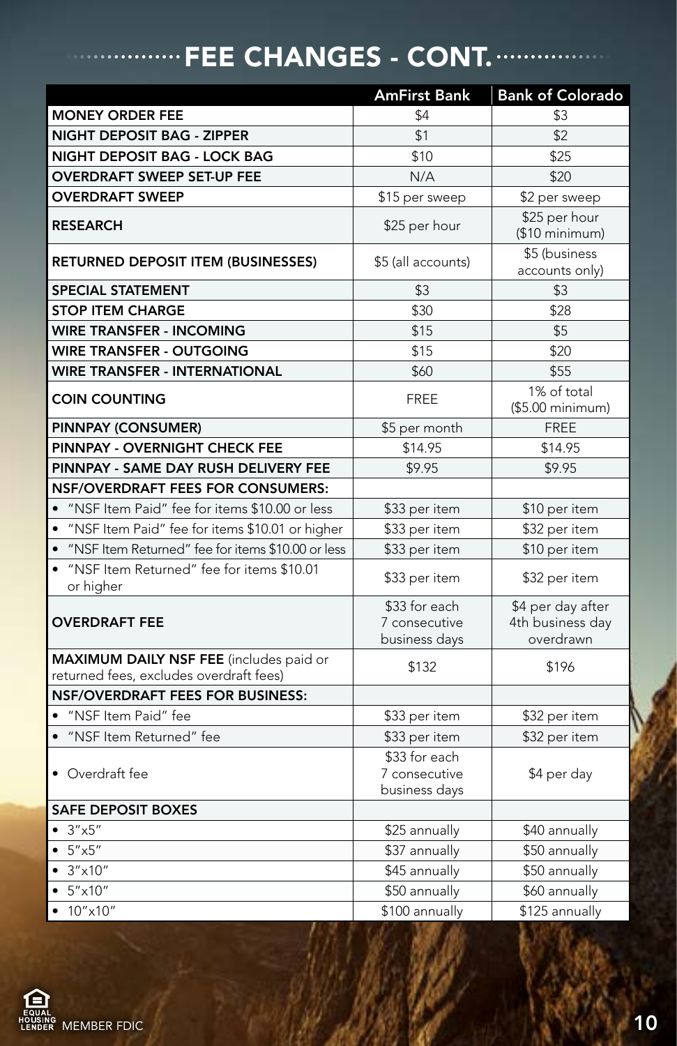# FEE CHANGES - CONT.

| | AmFirst Bank | Bank of Colorado |
|---|---|---|
| **MONEY ORDER FEE** | $4 | $3 |
| **NIGHT DEPOSIT BAG - ZIPPER** | $1 | $2 |
| **NIGHT DEPOSIT BAG - LOCK BAG** | $10 | $25 |
| **OVERDRAFT SWEEP SET-UP FEE** | N/A | $20 |
| **OVERDRAFT SWEEP** | $15 per sweep | $2 per sweep |
| **RESEARCH** | $25 per hour | $25 per hour ($10 minimum) |
| **RETURNED DEPOSIT ITEM (BUSINESSES)** | $5 (all accounts) | $5 (business accounts only) |
| **SPECIAL STATEMENT** | $3 | $3 |
| **STOP ITEM CHARGE** | $30 | $28 |
| **WIRE TRANSFER - INCOMING** | $15 | $5 |
| **WIRE TRANSFER - OUTGOING** | $15 | $20 |
| **WIRE TRANSFER - INTERNATIONAL** | $60 | $55 |
| **COIN COUNTING** | FREE | 1% of total ($5.00 minimum) |
| **PINNPAY (CONSUMER)** | $5 per month | FREE |
| **PINNPAY - OVERNIGHT CHECK FEE** | $14.95 | $14.95 |
| **PINNPAY - SAME DAY RUSH DELIVERY FEE** | $9.95 | $9.95 |
| **NSF/OVERDRAFT FEES FOR CONSUMERS:** | | |
| • "NSF Item Paid" fee for items $10.00 or less | $33 per item | $10 per item |
| • "NSF Item Paid" fee for items $10.01 or higher | $33 per item | $32 per item |
| • "NSF Item Returned" fee for items $10.00 or less | $33 per item | $10 per item |
| • "NSF Item Returned" fee for items $10.01 or higher | $33 per item | $32 per item |
| **OVERDRAFT FEE** | $33 for each 7 consecutive business days | $4 per day after 4th business day overdrawn |
| **MAXIMUM DAILY NSF FEE** (includes paid or returned fees, excludes overdraft fees) | $132 | $196 |
| **NSF/OVERDRAFT FEES FOR BUSINESS:** | | |
| • "NSF Item Paid" fee | $33 per item | $32 per item |
| • "NSF Item Returned" fee | $33 per item | $32 per item |
| • Overdraft fee | $33 for each 7 consecutive business days | $4 per day |
| **SAFE DEPOSIT BOXES** | | |
| • 3"x5" | $25 annually | $40 annually |
| • 5"x5" | $37 annually | $50 annually |
| • 3"x10" | $45 annually | $50 annually |
| • 5"x10" | $50 annually | $60 annually |
| • 10"x10" | $100 annually | $125 annually |

EQUAL HOUSING LENDER MEMBER FDIC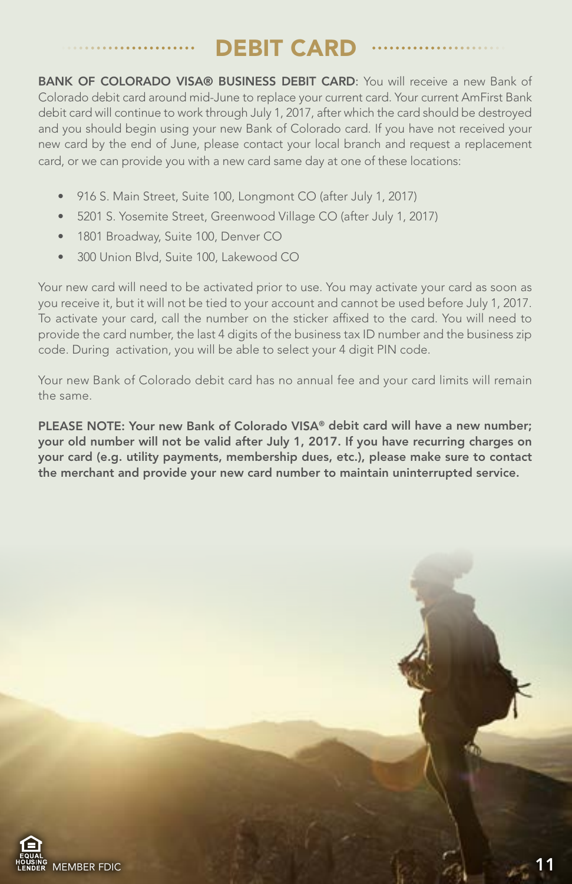# DEBIT CARD

**BANK OF COLORADO VISA® BUSINESS DEBIT CARD**: You will receive a new Bank of Colorado debit card around mid-June to replace your current card. Your current AmFirst Bank debit card will continue to work through July 1, 2017, after which the card should be destroyed and you should begin using your new Bank of Colorado card. If you have not received your new card by the end of June, please contact your local branch and request a replacement card, or we can provide you with a new card same day at one of these locations:

- 916 S. Main Street, Suite 100, Longmont CO (after July 1, 2017)
- 5201 S. Yosemite Street, Greenwood Village CO (after July 1, 2017)
- 1801 Broadway, Suite 100, Denver CO
- 300 Union Blvd, Suite 100, Lakewood CO

Your new card will need to be activated prior to use. You may activate your card as soon as you receive it, but it will not be tied to your account and cannot be used before July 1, 2017. To activate your card, call the number on the sticker affixed to the card. You will need to provide the card number, the last 4 digits of the business tax ID number and the business zip code. During activation, you will be able to select your 4 digit PIN code.

Your new Bank of Colorado debit card has no annual fee and your card limits will remain the same.

**PLEASE NOTE: Your new Bank of Colorado VISA® debit card will have a new number; your old number will not be valid after July 1, 2017. If you have recurring charges on your card (e.g. utility payments, membership dues, etc.), please make sure to contact the merchant and provide your new card number to maintain uninterrupted service.**

EQUAL HOUSING LENDER MEMBER FDIC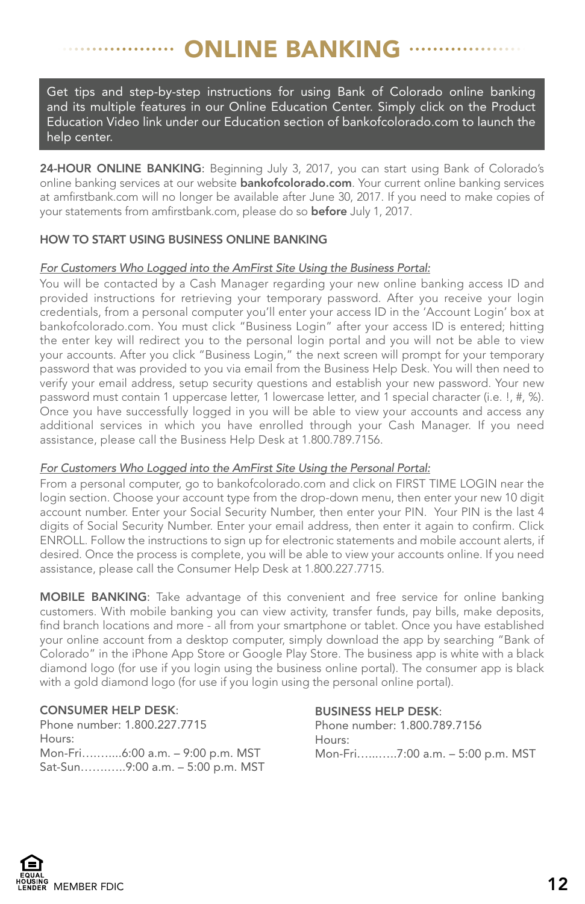# ONLINE BANKING

Get tips and step-by-step instructions for using Bank of Colorado online banking and its multiple features in our Online Education Center. Simply click on the Product Education Video link under our Education section of bankofcolorado.com to launch the help center.

**24-HOUR ONLINE BANKING**: Beginning July 3, 2017, you can start using Bank of Colorado's online banking services at our website **bankofcolorado.com**. Your current online banking services at amfirstbank.com will no longer be available after June 30, 2017. If you need to make copies of your statements from amfirstbank.com, please do so **before** July 1, 2017.

## HOW TO START USING BUSINESS ONLINE BANKING

*For Customers Who Logged into the AmFirst Site Using the Business Portal:*

You will be contacted by a Cash Manager regarding your new online banking access ID and provided instructions for retrieving your temporary password. After you receive your login credentials, from a personal computer you'll enter your access ID in the 'Account Login' box at bankofcolorado.com. You must click "Business Login" after your access ID is entered; hitting the enter key will redirect you to the personal login portal and you will not be able to view your accounts. After you click "Business Login," the next screen will prompt for your temporary password that was provided to you via email from the Business Help Desk. You will then need to verify your email address, setup security questions and establish your new password. Your new password must contain 1 uppercase letter, 1 lowercase letter, and 1 special character (i.e. !, #, %). Once you have successfully logged in you will be able to view your accounts and access any additional services in which you have enrolled through your Cash Manager. If you need assistance, please call the Business Help Desk at 1.800.789.7156.

*For Customers Who Logged into the AmFirst Site Using the Personal Portal:*

From a personal computer, go to bankofcolorado.com and click on FIRST TIME LOGIN near the login section. Choose your account type from the drop-down menu, then enter your new 10 digit account number. Enter your Social Security Number, then enter your PIN. Your PIN is the last 4 digits of Social Security Number. Enter your email address, then enter it again to confirm. Click ENROLL. Follow the instructions to sign up for electronic statements and mobile account alerts, if desired. Once the process is complete, you will be able to view your accounts online. If you need assistance, please call the Consumer Help Desk at 1.800.227.7715.

**MOBILE BANKING**: Take advantage of this convenient and free service for online banking customers. With mobile banking you can view activity, transfer funds, pay bills, make deposits, find branch locations and more - all from your smartphone or tablet. Once you have established your online account from a desktop computer, simply download the app by searching "Bank of Colorado" in the iPhone App Store or Google Play Store. The business app is white with a black diamond logo (for use if you login using the business online portal). The consumer app is black with a gold diamond logo (for use if you login using the personal online portal).

**CONSUMER HELP DESK**:
Phone number: 1.800.227.7715
Hours:
Mon-Fri...........6:00 a.m. – 9:00 p.m. MST
Sat-Sun............9:00 a.m. – 5:00 p.m. MST

**BUSINESS HELP DESK**:
Phone number: 1.800.789.7156
Hours:
Mon-Fri..........7:00 a.m. – 5:00 p.m. MST

EQUAL HOUSING LENDER MEMBER FDIC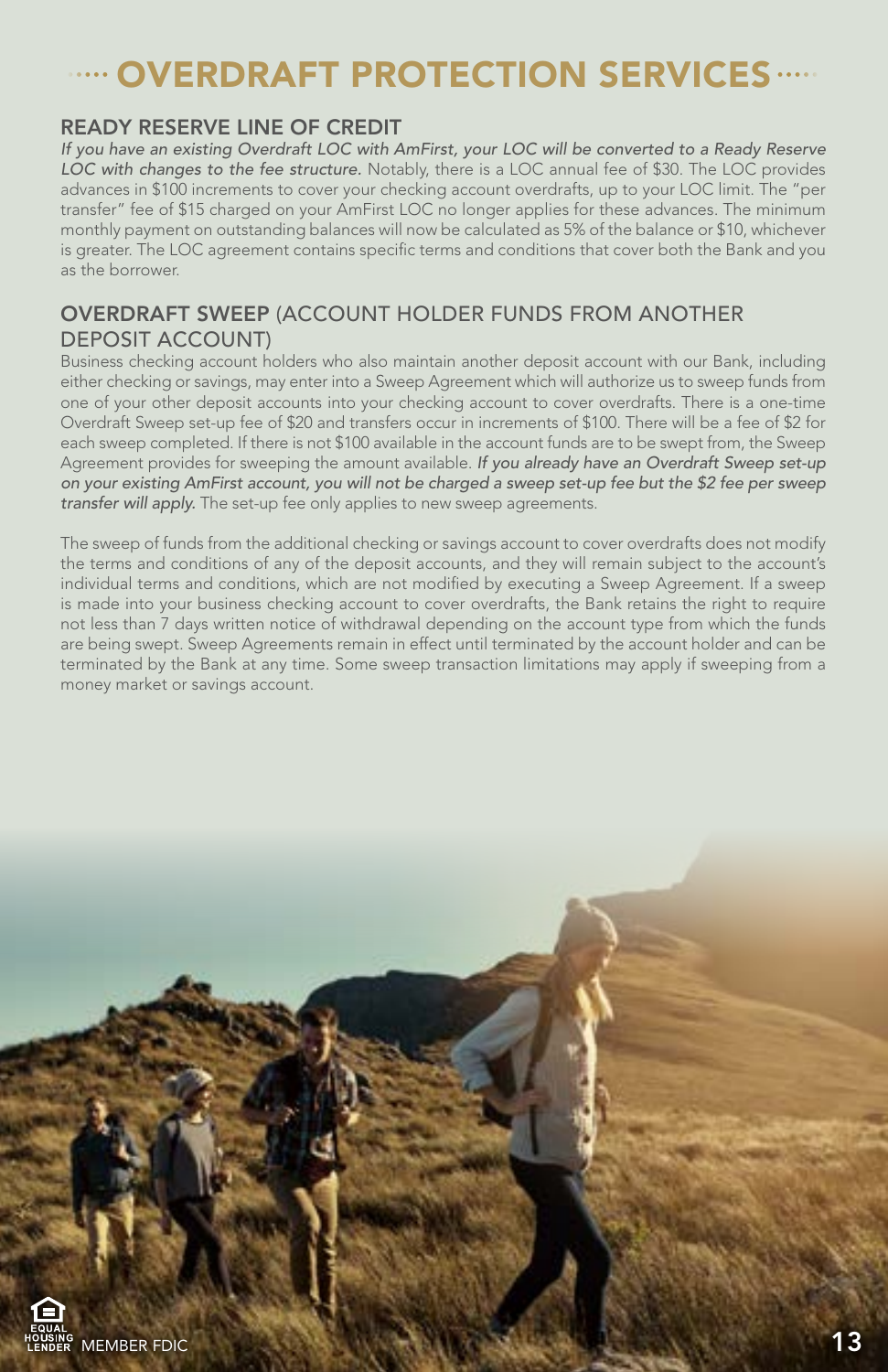# OVERDRAFT PROTECTION SERVICES

## READY RESERVE LINE OF CREDIT

*If you have an existing Overdraft LOC with AmFirst, your LOC will be converted to a Ready Reserve LOC with changes to the fee structure.* Notably, there is a LOC annual fee of $30. The LOC provides advances in $100 increments to cover your checking account overdrafts, up to your LOC limit. The "per transfer" fee of $15 charged on your AmFirst LOC no longer applies for these advances. The minimum monthly payment on outstanding balances will now be calculated as 5% of the balance or $10, whichever is greater. The LOC agreement contains specific terms and conditions that cover both the Bank and you as the borrower.

## OVERDRAFT SWEEP (ACCOUNT HOLDER FUNDS FROM ANOTHER DEPOSIT ACCOUNT)

Business checking account holders who also maintain another deposit account with our Bank, including either checking or savings, may enter into a Sweep Agreement which will authorize us to sweep funds from one of your other deposit accounts into your checking account to cover overdrafts. There is a one-time Overdraft Sweep set-up fee of $20 and transfers occur in increments of $100. There will be a fee of $2 for each sweep completed. If there is not $100 available in the account funds are to be swept from, the Sweep Agreement provides for sweeping the amount available. *If you already have an Overdraft Sweep set-up on your existing AmFirst account, you will not be charged a sweep set-up fee but the $2 fee per sweep transfer will apply.* The set-up fee only applies to new sweep agreements.

The sweep of funds from the additional checking or savings account to cover overdrafts does not modify the terms and conditions of any of the deposit accounts, and they will remain subject to the account's individual terms and conditions, which are not modified by executing a Sweep Agreement. If a sweep is made into your business checking account to cover overdrafts, the Bank retains the right to require not less than 7 days written notice of withdrawal depending on the account type from which the funds are being swept. Sweep Agreements remain in effect until terminated by the account holder and can be terminated by the Bank at any time. Some sweep transaction limitations may apply if sweeping from a money market or savings account.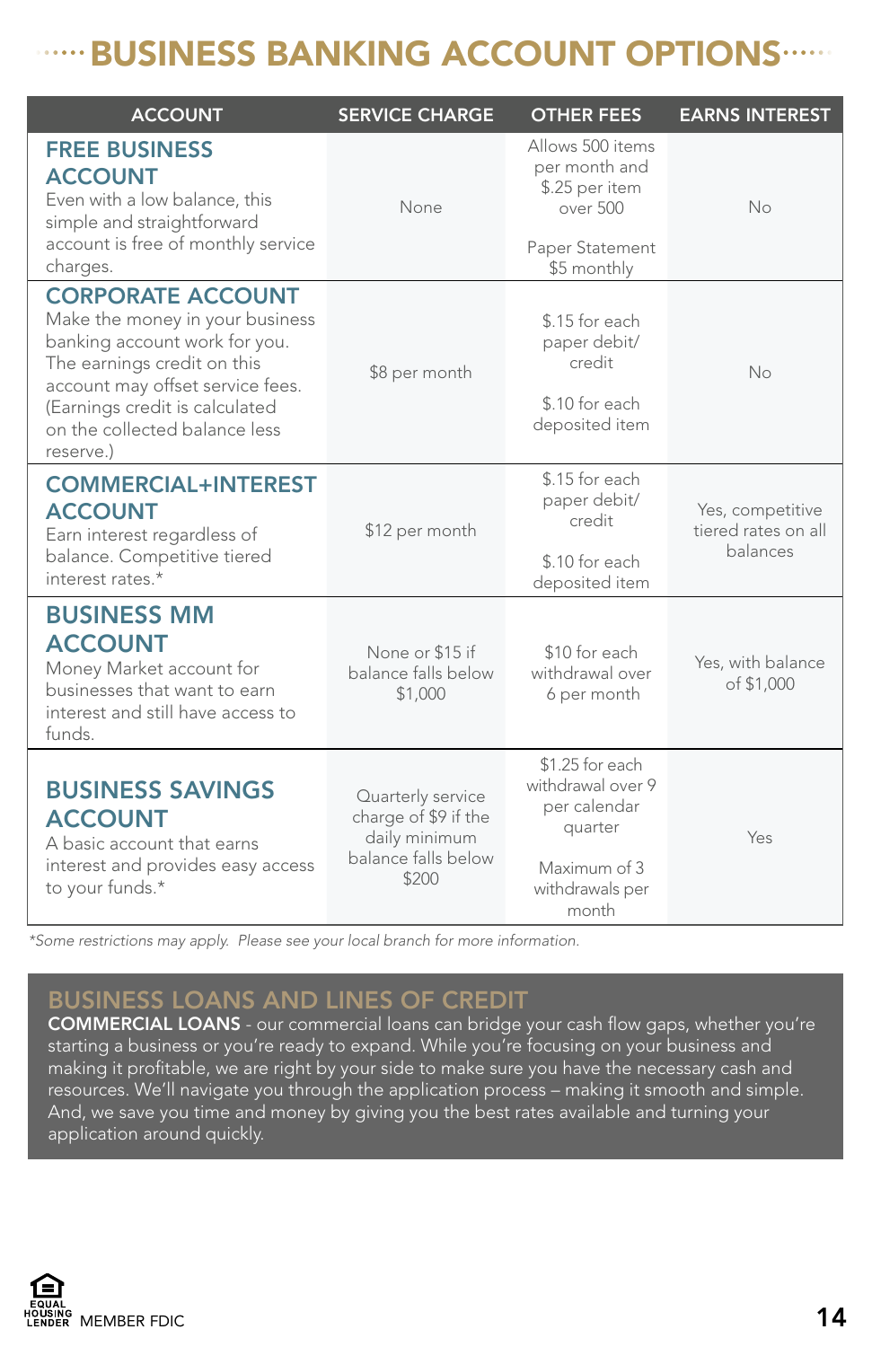# BUSINESS BANKING ACCOUNT OPTIONS

| ACCOUNT | SERVICE CHARGE | OTHER FEES | EARNS INTEREST |
|---|---|---|---|
| **FREE BUSINESS ACCOUNT** Even with a low balance, this simple and straightforward account is free of monthly service charges. | None | Allows 500 items per month and $.25 per item over 500<br><br>Paper Statement $5 monthly | No |
| **CORPORATE ACCOUNT** Make the money in your business banking account work for you. The earnings credit on this account may offset service fees. (Earnings credit is calculated on the collected balance less reserve.) | $8 per month | $.15 for each paper debit/credit<br><br>$.10 for each deposited item | No |
| **COMMERCIAL+INTEREST ACCOUNT** Earn interest regardless of balance. Competitive tiered interest rates.* | $12 per month | $.15 for each paper debit/credit<br><br>$.10 for each deposited item | Yes, competitive tiered rates on all balances |
| **BUSINESS MM ACCOUNT** Money Market account for businesses that want to earn interest and still have access to funds. | None or $15 if balance falls below $1,000 | $10 for each withdrawal over 6 per month | Yes, with balance of $1,000 |
| **BUSINESS SAVINGS ACCOUNT** A basic account that earns interest and provides easy access to your funds.* | Quarterly service charge of $9 if the daily minimum balance falls below $200 | $1.25 for each withdrawal over 9 per calendar quarter<br><br>Maximum of 3 withdrawals per month | Yes |

*Some restrictions may apply. Please see your local branch for more information.*

## BUSINESS LOANS AND LINES OF CREDIT

**COMMERCIAL LOANS** - our commercial loans can bridge your cash flow gaps, whether you're starting a business or you're ready to expand. While you're focusing on your business and making it profitable, we are right by your side to make sure you have the necessary cash and resources. We'll navigate you through the application process – making it smooth and simple. And, we save you time and money by giving you the best rates available and turning your application around quickly.

EQUAL HOUSING LENDER MEMBER FDIC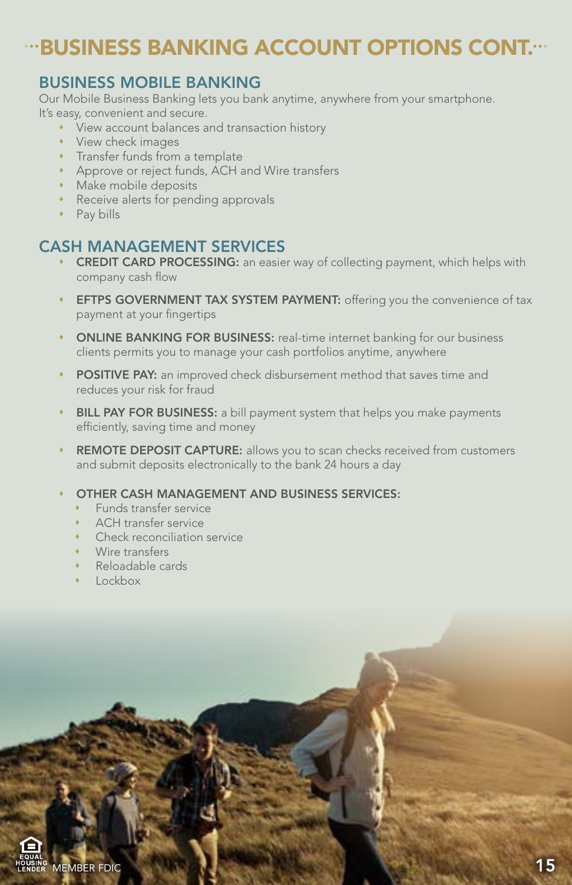# BUSINESS BANKING ACCOUNT OPTIONS CONT.

## BUSINESS MOBILE BANKING

Our Mobile Business Banking lets you bank anytime, anywhere from your smartphone. It's easy, convenient and secure.

- View account balances and transaction history
- View check images
- Transfer funds from a template
- Approve or reject funds, ACH and Wire transfers
- Make mobile deposits
- Receive alerts for pending approvals
- Pay bills

## CASH MANAGEMENT SERVICES

- **CREDIT CARD PROCESSING:** an easier way of collecting payment, which helps with company cash flow
- **EFTPS GOVERNMENT TAX SYSTEM PAYMENT:** offering you the convenience of tax payment at your fingertips
- **ONLINE BANKING FOR BUSINESS:** real-time internet banking for our business clients permits you to manage your cash portfolios anytime, anywhere
- **POSITIVE PAY:** an improved check disbursement method that saves time and reduces your risk for fraud
- **BILL PAY FOR BUSINESS:** a bill payment system that helps you make payments efficiently, saving time and money
- **REMOTE DEPOSIT CAPTURE:** allows you to scan checks received from customers and submit deposits electronically to the bank 24 hours a day
- **OTHER CASH MANAGEMENT AND BUSINESS SERVICES:**
  - Funds transfer service
  - ACH transfer service
  - Check reconciliation service
  - Wire transfers
  - Reloadable cards
  - Lockbox

EQUAL HOUSING LENDER MEMBER FDIC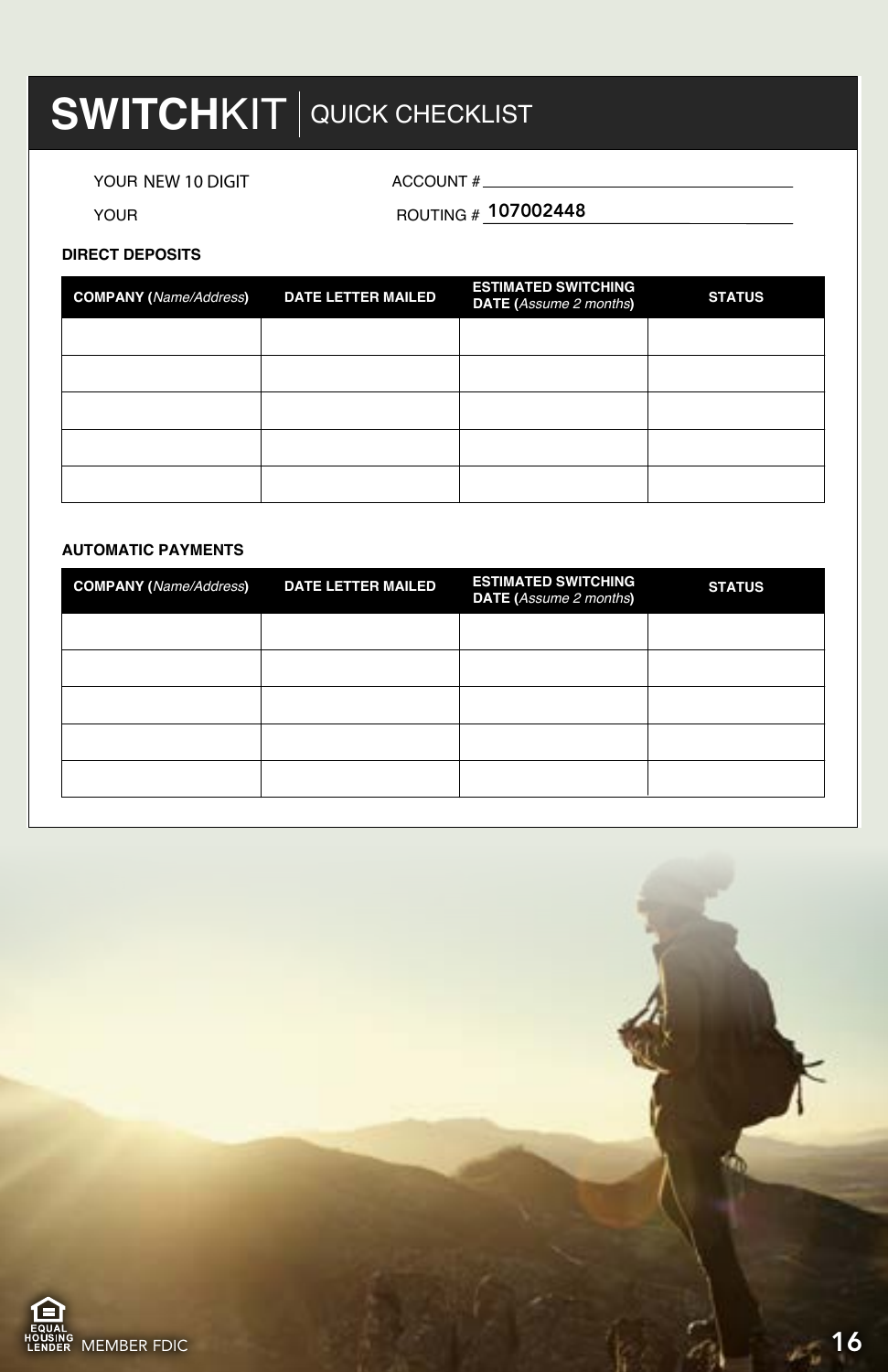# SWITCHKIT | QUICK CHECKLIST

YOUR NEW 10 DIGIT ACCOUNT # ______________________

YOUR ROUTING # 107002448

**DIRECT DEPOSITS**

| COMPANY (*Name/Address*) | DATE LETTER MAILED | ESTIMATED SWITCHING DATE (*Assume 2 months*) | STATUS |
|---|---|---|---|
| | | | |
| | | | |
| | | | |
| | | | |
| | | | |

**AUTOMATIC PAYMENTS**

| COMPANY (*Name/Address*) | DATE LETTER MAILED | ESTIMATED SWITCHING DATE (*Assume 2 months*) | STATUS |
|---|---|---|---|
| | | | |
| | | | |
| | | | |
| | | | |
| | | | |

EQUAL HOUSING LENDER MEMBER FDIC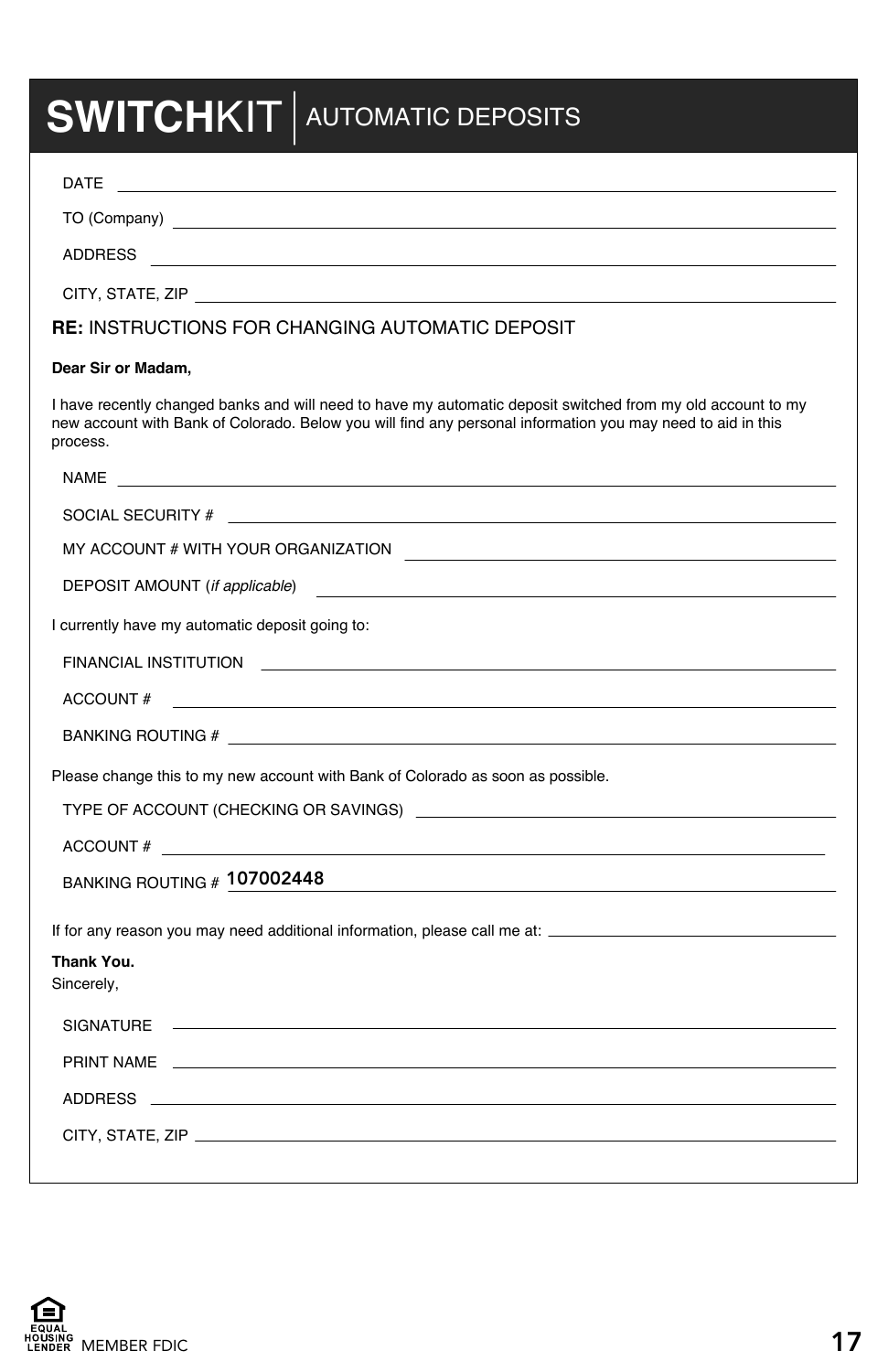# SWITCHKIT | AUTOMATIC DEPOSITS

DATE ______________________________

TO (Company) ______________________________

ADDRESS ______________________________

CITY, STATE, ZIP ______________________________

**RE:** INSTRUCTIONS FOR CHANGING AUTOMATIC DEPOSIT

**Dear Sir or Madam,**

I have recently changed banks and will need to have my automatic deposit switched from my old account to my new account with Bank of Colorado. Below you will find any personal information you may need to aid in this process.

NAME ______________________________

SOCIAL SECURITY # ______________________________

MY ACCOUNT # WITH YOUR ORGANIZATION ______________________________

DEPOSIT AMOUNT (*if applicable*) ______________________________

I currently have my automatic deposit going to:

FINANCIAL INSTITUTION ______________________________

ACCOUNT # ______________________________

BANKING ROUTING # ______________________________

Please change this to my new account with Bank of Colorado as soon as possible.

TYPE OF ACCOUNT (CHECKING OR SAVINGS) ______________________________

ACCOUNT # ______________________________

BANKING ROUTING # 107002448

If for any reason you may need additional information, please call me at: ______________________________

**Thank You.**

Sincerely,

SIGNATURE ______________________________

PRINT NAME ______________________________

ADDRESS ______________________________

CITY, STATE, ZIP ______________________________

EQUAL HOUSING LENDER MEMBER FDIC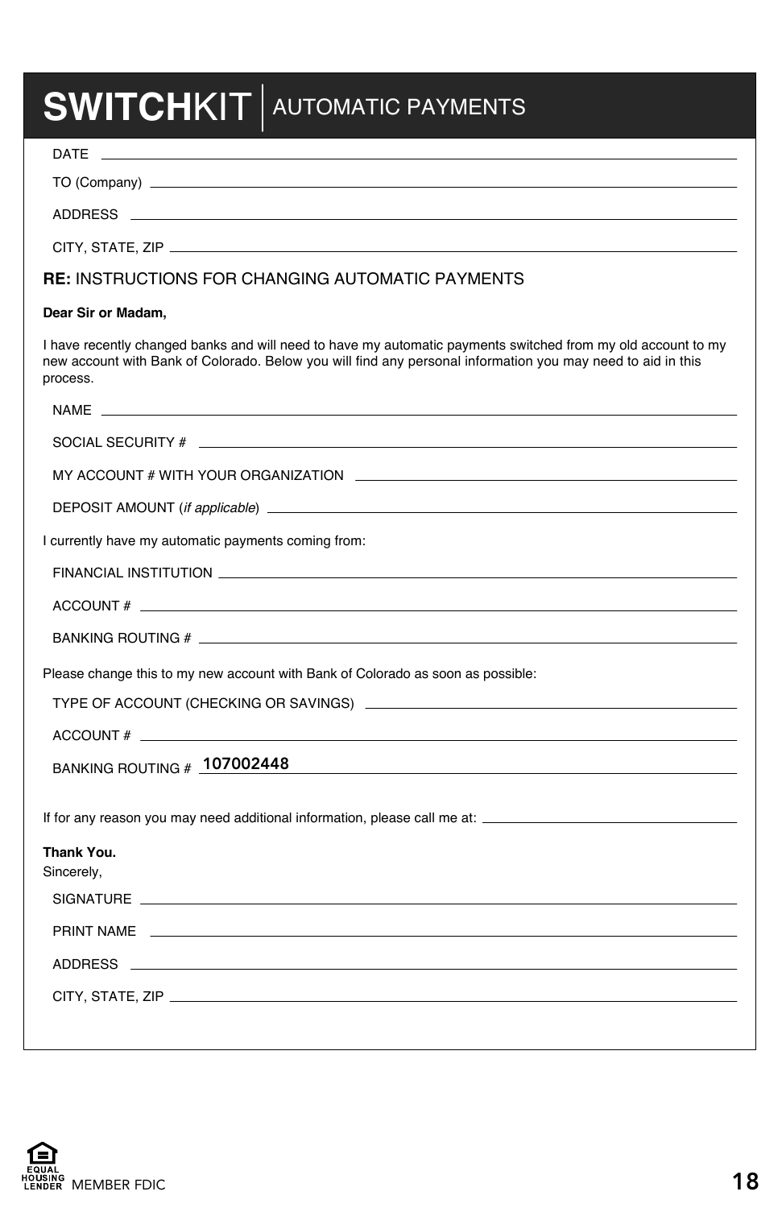# SWITCHKIT | AUTOMATIC PAYMENTS

DATE \_\_\_\_\_\_\_\_\_\_\_\_\_\_\_\_\_\_\_\_\_\_\_\_\_\_\_\_\_\_\_\_\_\_\_\_\_\_\_\_

TO (Company) \_\_\_\_\_\_\_\_\_\_\_\_\_\_\_\_\_\_\_\_\_\_\_\_\_\_\_\_\_\_\_\_\_\_\_\_\_\_\_\_

ADDRESS \_\_\_\_\_\_\_\_\_\_\_\_\_\_\_\_\_\_\_\_\_\_\_\_\_\_\_\_\_\_\_\_\_\_\_\_\_\_\_\_

CITY, STATE, ZIP \_\_\_\_\_\_\_\_\_\_\_\_\_\_\_\_\_\_\_\_\_\_\_\_\_\_\_\_\_\_\_\_\_\_\_\_\_\_\_\_

**RE:** INSTRUCTIONS FOR CHANGING AUTOMATIC PAYMENTS

**Dear Sir or Madam,**

I have recently changed banks and will need to have my automatic payments switched from my old account to my new account with Bank of Colorado. Below you will find any personal information you may need to aid in this process.

NAME \_\_\_\_\_\_\_\_\_\_\_\_\_\_\_\_\_\_\_\_\_\_\_\_\_\_\_\_\_\_\_\_\_\_\_\_\_\_\_\_

SOCIAL SECURITY # \_\_\_\_\_\_\_\_\_\_\_\_\_\_\_\_\_\_\_\_\_\_\_\_\_\_\_\_\_\_\_\_\_\_\_\_\_\_\_\_

MY ACCOUNT # WITH YOUR ORGANIZATION \_\_\_\_\_\_\_\_\_\_\_\_\_\_\_\_\_\_\_\_\_\_\_\_\_\_\_\_\_\_\_\_\_\_\_\_\_\_\_\_

DEPOSIT AMOUNT (*if applicable*) \_\_\_\_\_\_\_\_\_\_\_\_\_\_\_\_\_\_\_\_\_\_\_\_\_\_\_\_\_\_\_\_\_\_\_\_\_\_\_\_

I currently have my automatic payments coming from:

FINANCIAL INSTITUTION \_\_\_\_\_\_\_\_\_\_\_\_\_\_\_\_\_\_\_\_\_\_\_\_\_\_\_\_\_\_\_\_\_\_\_\_\_\_\_\_

ACCOUNT # \_\_\_\_\_\_\_\_\_\_\_\_\_\_\_\_\_\_\_\_\_\_\_\_\_\_\_\_\_\_\_\_\_\_\_\_\_\_\_\_

BANKING ROUTING # \_\_\_\_\_\_\_\_\_\_\_\_\_\_\_\_\_\_\_\_\_\_\_\_\_\_\_\_\_\_\_\_\_\_\_\_\_\_\_\_

Please change this to my new account with Bank of Colorado as soon as possible:

TYPE OF ACCOUNT (CHECKING OR SAVINGS) \_\_\_\_\_\_\_\_\_\_\_\_\_\_\_\_\_\_\_\_\_\_\_\_\_\_\_\_\_\_\_\_\_\_\_\_\_\_\_\_

ACCOUNT # \_\_\_\_\_\_\_\_\_\_\_\_\_\_\_\_\_\_\_\_\_\_\_\_\_\_\_\_\_\_\_\_\_\_\_\_\_\_\_\_

BANKING ROUTING # 107002448

If for any reason you may need additional information, please call me at: \_\_\_\_\_\_\_\_\_\_\_\_\_\_\_\_\_\_\_\_\_\_\_\_\_\_\_\_\_\_\_\_\_\_\_\_\_\_\_\_

**Thank You.**
Sincerely,

SIGNATURE \_\_\_\_\_\_\_\_\_\_\_\_\_\_\_\_\_\_\_\_\_\_\_\_\_\_\_\_\_\_\_\_\_\_\_\_\_\_\_\_

PRINT NAME \_\_\_\_\_\_\_\_\_\_\_\_\_\_\_\_\_\_\_\_\_\_\_\_\_\_\_\_\_\_\_\_\_\_\_\_\_\_\_\_

ADDRESS \_\_\_\_\_\_\_\_\_\_\_\_\_\_\_\_\_\_\_\_\_\_\_\_\_\_\_\_\_\_\_\_\_\_\_\_\_\_\_\_

CITY, STATE, ZIP \_\_\_\_\_\_\_\_\_\_\_\_\_\_\_\_\_\_\_\_\_\_\_\_\_\_\_\_\_\_\_\_\_\_\_\_\_\_\_\_

EQUAL HOUSING LENDER MEMBER FDIC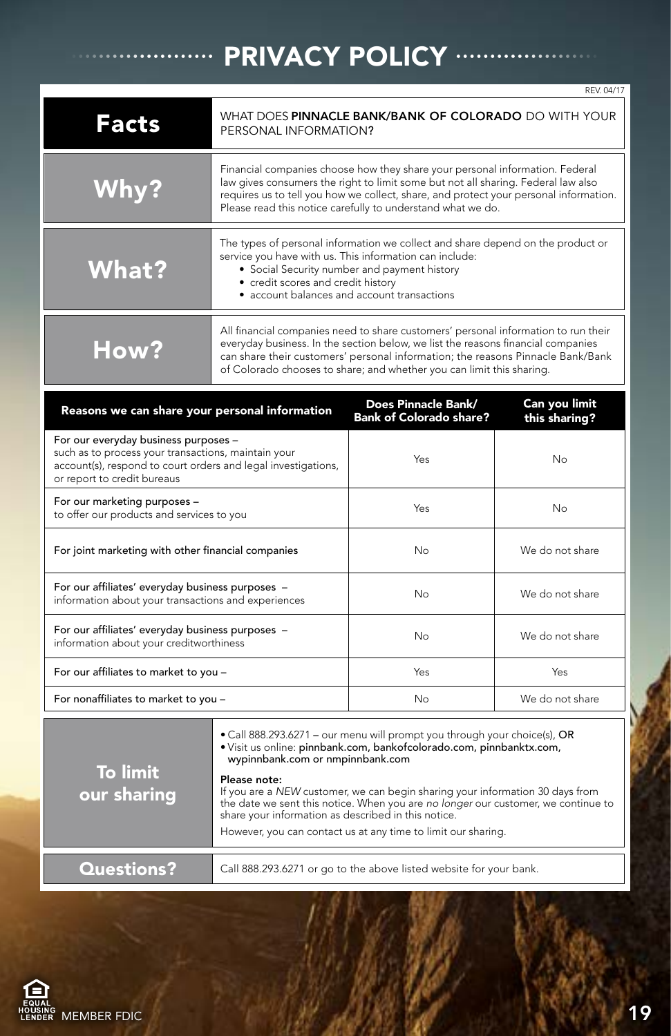# PRIVACY POLICY

REV. 04/17

| **Facts** | WHAT DOES **PINNACLE BANK/BANK OF COLORADO** DO WITH YOUR PERSONAL INFORMATION? |
|---|---|
| **Why?** | Financial companies choose how they share your personal information. Federal law gives consumers the right to limit some but not all sharing. Federal law also requires us to tell you how we collect, share, and protect your personal information. Please read this notice carefully to understand what we do. |
| **What?** | The types of personal information we collect and share depend on the product or service you have with us. This information can include:<br>• Social Security number and payment history<br>• credit scores and credit history<br>• account balances and account transactions |
| **How?** | All financial companies need to share customers' personal information to run their everyday business. In the section below, we list the reasons financial companies can share their customers' personal information; the reasons Pinnacle Bank/Bank of Colorado chooses to share; and whether you can limit this sharing. |

| Reasons we can share your personal information | Does Pinnacle Bank/ Bank of Colorado share? | Can you limit this sharing? |
|---|---|---|
| For our everyday business purposes – such as to process your transactions, maintain your account(s), respond to court orders and legal investigations, or report to credit bureaus | Yes | No |
| For our marketing purposes – to offer our products and services to you | Yes | No |
| For joint marketing with other financial companies | No | We do not share |
| For our affiliates' everyday business purposes – information about your transactions and experiences | No | We do not share |
| For our affiliates' everyday business purposes – information about your creditworthiness | No | We do not share |
| For our affiliates to market to you – | Yes | Yes |
| For nonaffiliates to market to you – | No | We do not share |

| **To limit our sharing** | • Call 888.293.6271 – our menu will prompt you through your choice(s), **OR**<br>• Visit us online: **pinnbank.com, bankofcolorado.com, pinnbanktx.com, wypinnbank.com or nmpinnbank.com**<br><br>**Please note:**<br>If you are a *NEW* customer, we can begin sharing your information 30 days from the date we sent this notice. When you are *no longer* our customer, we continue to share your information as described in this notice.<br><br>However, you can contact us at any time to limit our sharing. |
|---|---|
| **Questions?** | Call 888.293.6271 or go to the above listed website for your bank. |

EQUAL HOUSING LENDER MEMBER FDIC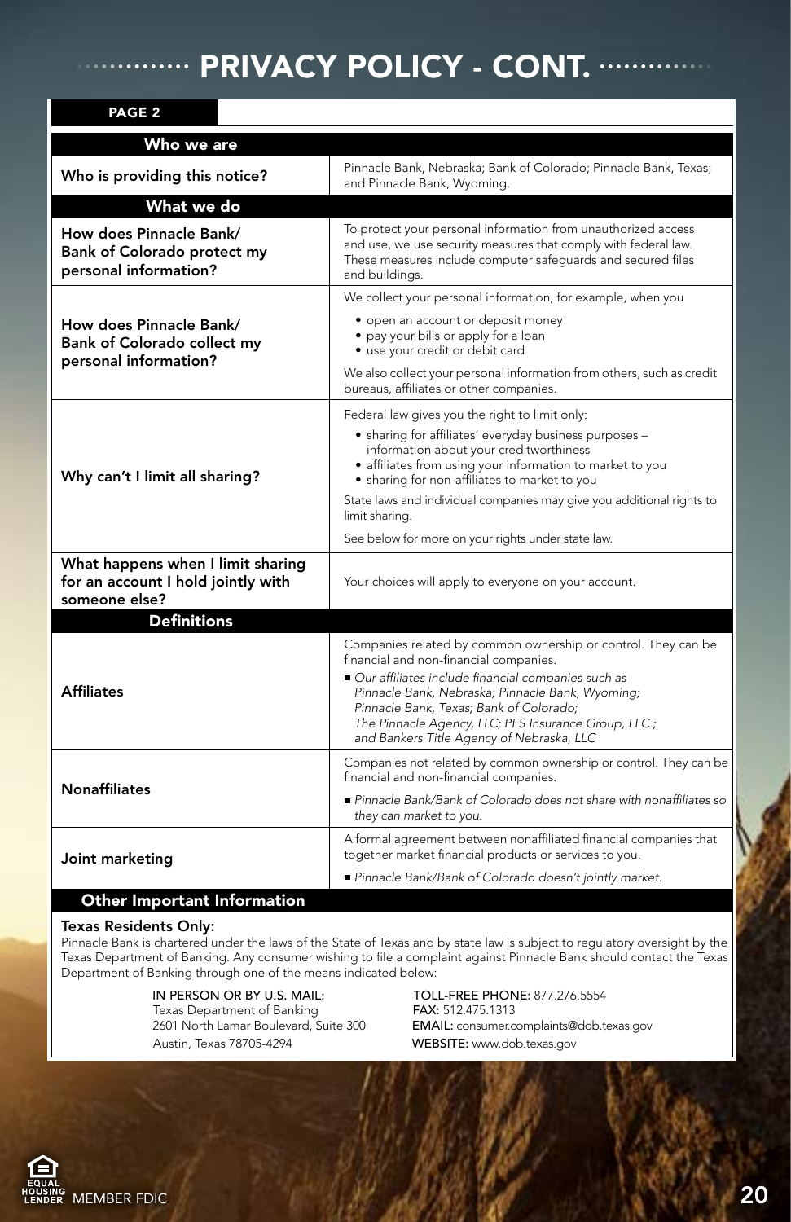# PRIVACY POLICY - CONT.

**PAGE 2**

| **Who we are** | |
|---|---|
| **Who is providing this notice?** | Pinnacle Bank, Nebraska; Bank of Colorado; Pinnacle Bank, Texas; and Pinnacle Bank, Wyoming. |
| **What we do** | |
| **How does Pinnacle Bank/ Bank of Colorado protect my personal information?** | To protect your personal information from unauthorized access and use, we use security measures that comply with federal law. These measures include computer safeguards and secured files and buildings. |
| **How does Pinnacle Bank/ Bank of Colorado collect my personal information?** | We collect your personal information, for example, when you<br>• open an account or deposit money<br>• pay your bills or apply for a loan<br>• use your credit or debit card<br>We also collect your personal information from others, such as credit bureaus, affiliates or other companies. |
| **Why can't I limit all sharing?** | Federal law gives you the right to limit only:<br>• sharing for affiliates' everyday business purposes – information about your creditworthiness<br>• affiliates from using your information to market to you<br>• sharing for non-affiliates to market to you<br>State laws and individual companies may give you additional rights to limit sharing.<br>See below for more on your rights under state law. |
| **What happens when I limit sharing for an account I hold jointly with someone else?** | Your choices will apply to everyone on your account. |
| **Definitions** | |
| **Affiliates** | Companies related by common ownership or control. They can be financial and non-financial companies.<br>■ *Our affiliates include financial companies such as Pinnacle Bank, Nebraska; Pinnacle Bank, Wyoming; Pinnacle Bank, Texas; Bank of Colorado; The Pinnacle Agency, LLC; PFS Insurance Group, LLC.; and Bankers Title Agency of Nebraska, LLC* |
| **Nonaffiliates** | Companies not related by common ownership or control. They can be financial and non-financial companies.<br>■ *Pinnacle Bank/Bank of Colorado does not share with nonaffiliates so they can market to you.* |
| **Joint marketing** | A formal agreement between nonaffiliated financial companies that together market financial products or services to you.<br>■ *Pinnacle Bank/Bank of Colorado doesn't jointly market.* |

**Other Important Information**

**Texas Residents Only:**
Pinnacle Bank is chartered under the laws of the State of Texas and by state law is subject to regulatory oversight by the Texas Department of Banking. Any consumer wishing to file a complaint against Pinnacle Bank should contact the Texas Department of Banking through one of the means indicated below:

IN PERSON OR BY U.S. MAIL:
Texas Department of Banking
2601 North Lamar Boulevard, Suite 300
Austin, Texas 78705-4294

TOLL-FREE PHONE: 877.276.5554
FAX: 512.475.1313
EMAIL: consumer.complaints@dob.texas.gov
WEBSITE: www.dob.texas.gov

EQUAL HOUSING LENDER MEMBER FDIC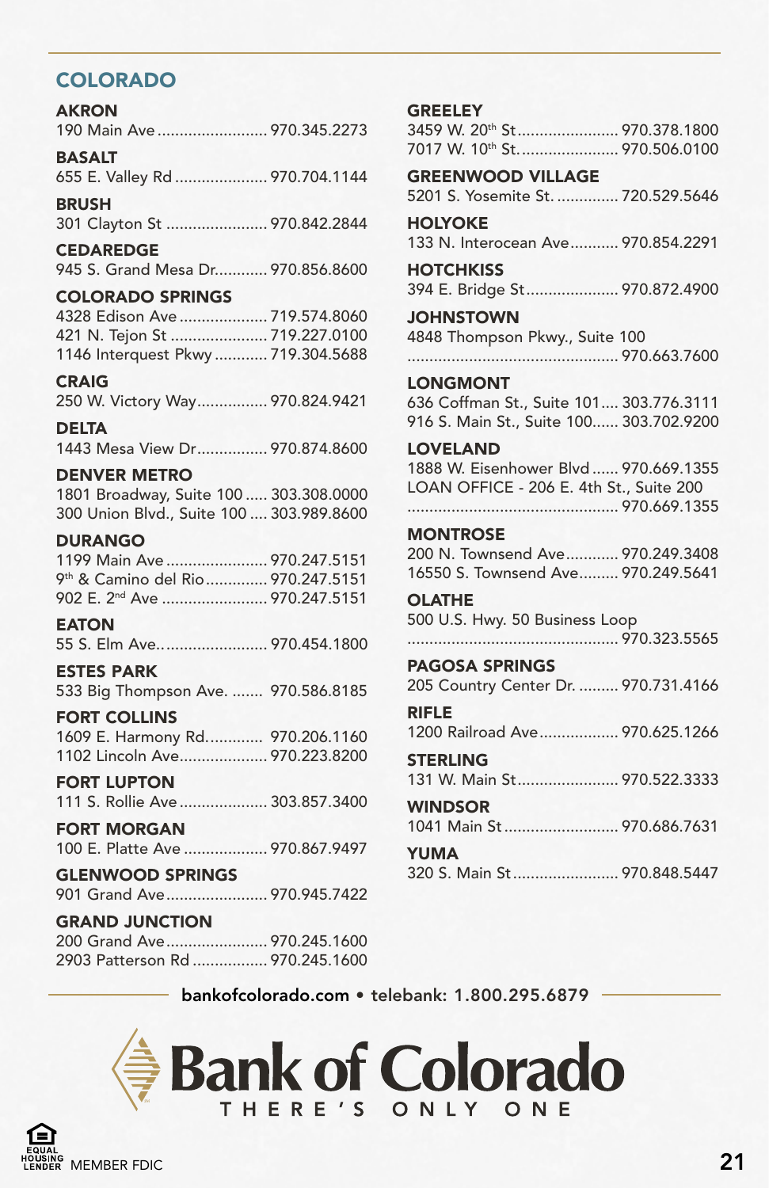## COLORADO

**AKRON**
190 Main Ave ......................... 970.345.2273

**BASALT**
655 E. Valley Rd ..................... 970.704.1144

**BRUSH**
301 Clayton St ....................... 970.842.2844

**CEDAREDGE**
945 S. Grand Mesa Dr............ 970.856.8600

**COLORADO SPRINGS**
4328 Edison Ave .................... 719.574.8060
421 N. Tejon St ...................... 719.227.0100
1146 Interquest Pkwy ............ 719.304.5688

**CRAIG**
250 W. Victory Way................ 970.824.9421

**DELTA**
1443 Mesa View Dr................ 970.874.8600

**DENVER METRO**
1801 Broadway, Suite 100 ..... 303.308.0000
300 Union Blvd., Suite 100 .... 303.989.8600

**DURANGO**
1199 Main Ave ....................... 970.247.5151
9th & Camino del Rio.............. 970.247.5151
902 E. 2nd Ave ........................ 970.247.5151

**EATON**
55 S. Elm Ave......................... 970.454.1800

**ESTES PARK**
533 Big Thompson Ave. ....... 970.586.8185

**FORT COLLINS**
1609 E. Harmony Rd............. 970.206.1160
1102 Lincoln Ave.................... 970.223.8200

**FORT LUPTON**
111 S. Rollie Ave .................... 303.857.3400

**FORT MORGAN**
100 E. Platte Ave ................... 970.867.9497

**GLENWOOD SPRINGS**
901 Grand Ave....................... 970.945.7422

**GRAND JUNCTION**
200 Grand Ave....................... 970.245.1600
2903 Patterson Rd ................. 970.245.1600

**GREELEY**
3459 W. 20th St....................... 970.378.1800
7017 W. 10th St....................... 970.506.0100

**GREENWOOD VILLAGE**
5201 S. Yosemite St. .............. 720.529.5646

**HOLYOKE**
133 N. Interocean Ave........... 970.854.2291

**HOTCHKISS**
394 E. Bridge St..................... 970.872.4900

**JOHNSTOWN**
4848 Thompson Pkwy., Suite 100
................................................ 970.663.7600

**LONGMONT**
636 Coffman St., Suite 101.... 303.776.3111
916 S. Main St., Suite 100...... 303.702.9200

**LOVELAND**
1888 W. Eisenhower Blvd ...... 970.669.1355
LOAN OFFICE - 206 E. 4th St., Suite 200
................................................ 970.669.1355

**MONTROSE**
200 N. Townsend Ave............ 970.249.3408
16550 S. Townsend Ave......... 970.249.5641

**OLATHE**
500 U.S. Hwy. 50 Business Loop
................................................ 970.323.5565

**PAGOSA SPRINGS**
205 Country Center Dr. ......... 970.731.4166

**RIFLE**
1200 Railroad Ave.................. 970.625.1266

**STERLING**
131 W. Main St....................... 970.522.3333

**WINDSOR**
1041 Main St.......................... 970.686.7631

**YUMA**
320 S. Main St........................ 970.848.5447

bankofcolorado.com • telebank: 1.800.295.6879

**Bank of Colorado**
THERE'S ONLY ONE

EQUAL HOUSING LENDER MEMBER FDIC